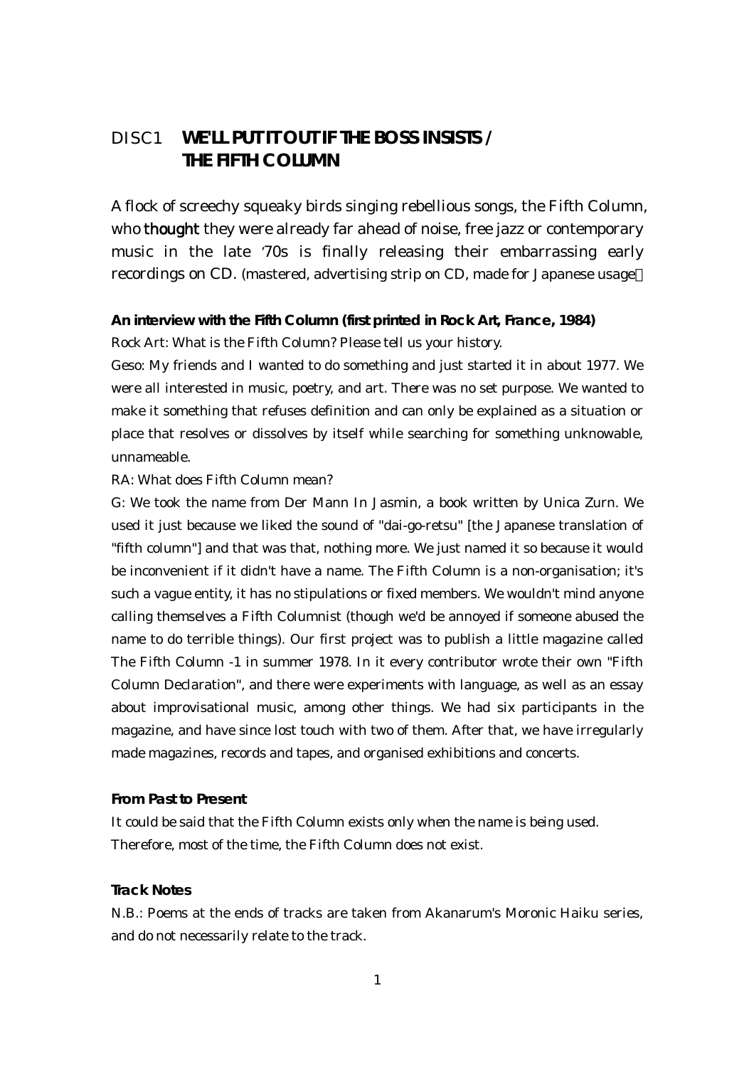# DISC1 **WE'LL PUT IT OUT IF THE BOSS INSISTS / THE FIFTH COLUMN**

A flock of screechy squeaky birds singing rebellious songs, the Fifth Column, who **thought** they were already far ahead of noise, free jazz or contemporary music in the late '70s is finally releasing their embarrassing early recordings on CD. (mastered, advertising strip on CD, made for Japanese usage）

**An interview with the Fifth Column (first printed in Rock Art, France, 1984)**

Rock Art: What is the Fifth Column? Please tell us your history.

Geso: My friends and I wanted to do something and just started it in about 1977. We were all interested in music, poetry, and art. There was no set purpose. We wanted to make it something that refuses definition and can only be explained as a situation or place that resolves or dissolves by itself while searching for something unknowable, unnameable.

RA: What does Fifth Column mean?

G: We took the name from Der Mann In Jasmin, a book written by Unica Zurn. We used it just because we liked the sound of "dai-go-retsu" [the Japanese translation of "fifth column"] and that was that, nothing more. We just named it so because it would be inconvenient if it didn't have a name. The Fifth Column is a non-organisation; it's such a vague entity, it has no stipulations or fixed members. We wouldn't mind anyone calling themselves a Fifth Columnist (though we'd be annoyed if someone abused the name to do terrible things). Our first project was to publish a little magazine called The Fifth Column -1 in summer 1978. In it every contributor wrote their own "Fifth Column Declaration", and there were experiments with language, as well as an essay about improvisational music, among other things. We had six participants in the magazine, and have since lost touch with two of them. After that, we have irregularly made magazines, records and tapes, and organised exhibitions and concerts.

**From Past to Present**

It could be said that the Fifth Column exists only when the name is being used. Therefore, most of the time, the Fifth Column does not exist.

**Track Notes**

N.B.: Poems at the ends of tracks are taken from Akanarum's Moronic Haiku series, and do not necessarily relate to the track.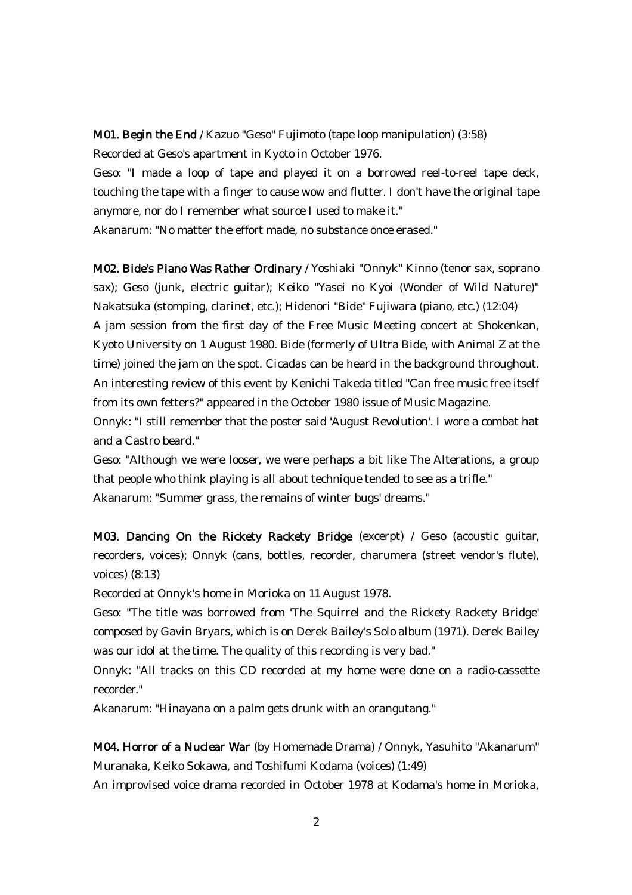**M01. Begin the End** / Kazuo "Geso" Fujimoto (tape loop manipulation) (3:58)
Recorded at Geso's apartment in Kyoto in October 1976.
Geso: "I made a loop of tape and played it on a borrowed reel-to-reel tape deck, touching the tape with a finger to cause wow and flutter. I don't have the original tape anymore, nor do I remember what source I used to make it."
Akanarum: "No matter the effort made, no substance once erased."

**M02. Bide's Piano Was Rather Ordinary** / Yoshiaki "Onnyk" Kinno (tenor sax, soprano sax); Geso (junk, electric guitar); Keiko "Yasei no Kyoi (Wonder of Wild Nature)" Nakatsuka (stomping, clarinet, etc.); Hidenori "Bide" Fujiwara (piano, etc.) (12:04)
A jam session from the first day of the Free Music Meeting concert at Shokenkan, Kyoto University on 1 August 1980. Bide (formerly of Ultra Bide, with Animal Z at the time) joined the jam on the spot. Cicadas can be heard in the background throughout. An interesting review of this event by Kenichi Takeda titled "Can free music free itself from its own fetters?" appeared in the October 1980 issue of Music Magazine.
Onnyk: "I still remember that the poster said 'August Revolution'. I wore a combat hat and a Castro beard."
Geso: "Although we were looser, we were perhaps a bit like The Alterations, a group that people who think playing is all about technique tended to see as a trifle."
Akanarum: "Summer grass, the remains of winter bugs' dreams."

**M03. Dancing On the Rickety Rackety Bridge** (excerpt) / Geso (acoustic guitar, recorders, voices); Onnyk (cans, bottles, recorder, charumera (street vendor's flute), voices) (8:13)
Recorded at Onnyk's home in Morioka on 11 August 1978.
Geso: "The title was borrowed from 'The Squirrel and the Rickety Rackety Bridge' composed by Gavin Bryars, which is on Derek Bailey's Solo album (1971). Derek Bailey was our idol at the time. The quality of this recording is very bad."
Onnyk: "All tracks on this CD recorded at my home were done on a radio-cassette recorder."
Akanarum: "Hinayana on a palm gets drunk with an orangutang."

**M04. Horror of a Nuclear War** (by Homemade Drama) / Onnyk, Yasuhito "Akanarum" Muranaka, Keiko Sokawa, and Toshifumi Kodama (voices) (1:49)
An improvised voice drama recorded in October 1978 at Kodama's home in Morioka,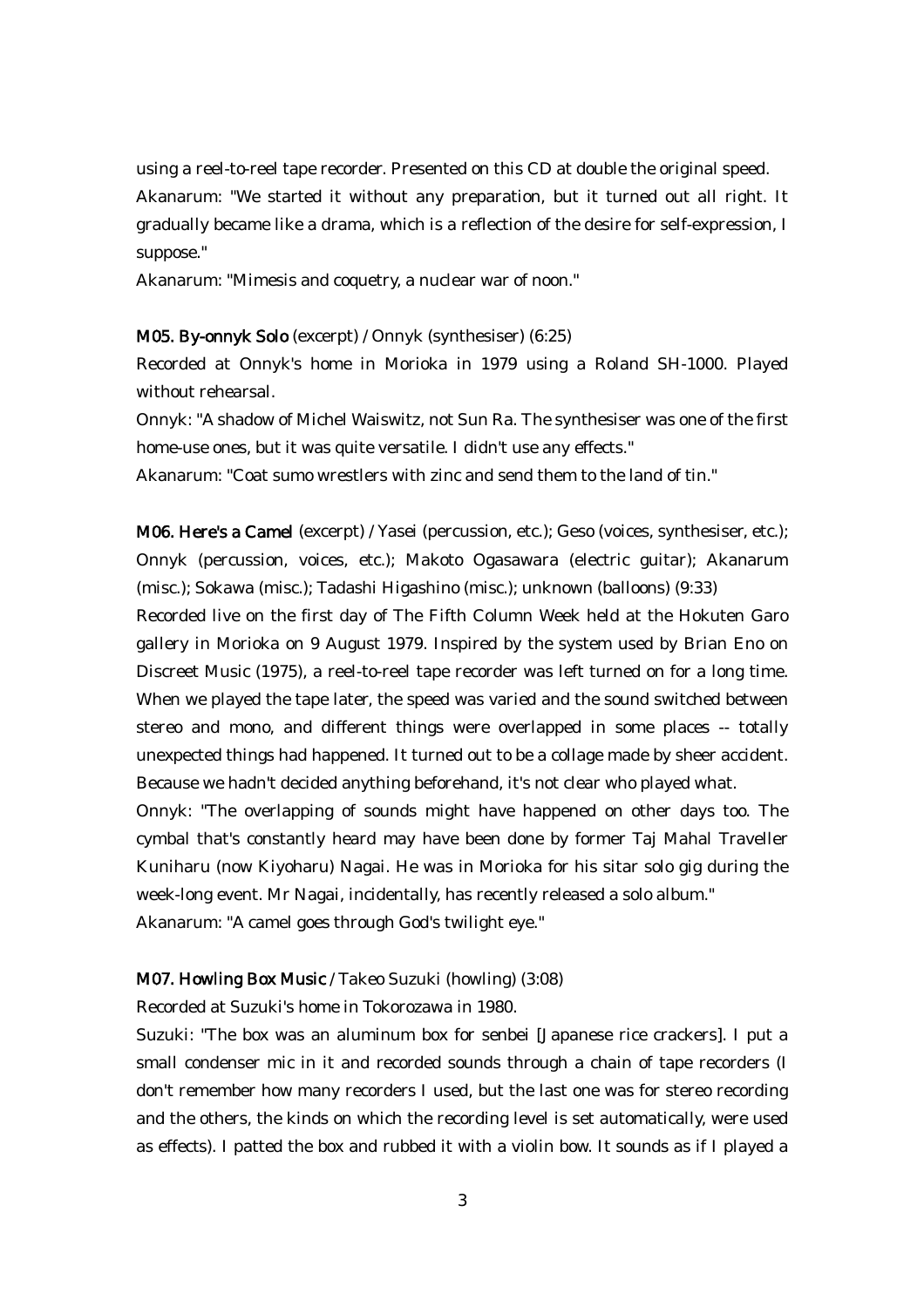using a reel-to-reel tape recorder. Presented on this CD at double the original speed.

Akanarum: "We started it without any preparation, but it turned out all right. It gradually became like a drama, which is a reflection of the desire for self-expression, I suppose."

Akanarum: "Mimesis and coquetry, a nuclear war of noon."

**M05. By-onnyk Solo** (excerpt) / Onnyk (synthesiser) (6:25)

Recorded at Onnyk's home in Morioka in 1979 using a Roland SH-1000. Played without rehearsal.

Onnyk: "A shadow of Michel Waiswitz, not Sun Ra. The synthesiser was one of the first home-use ones, but it was quite versatile. I didn't use any effects."

Akanarum: "Coat sumo wrestlers with zinc and send them to the land of tin."

**M06. Here's a Camel** (excerpt) / Yasei (percussion, etc.); Geso (voices, synthesiser, etc.); Onnyk (percussion, voices, etc.); Makoto Ogasawara (electric guitar); Akanarum (misc.); Sokawa (misc.); Tadashi Higashino (misc.); unknown (balloons) (9:33)

Recorded live on the first day of The Fifth Column Week held at the Hokuten Garo gallery in Morioka on 9 August 1979. Inspired by the system used by Brian Eno on Discreet Music (1975), a reel-to-reel tape recorder was left turned on for a long time. When we played the tape later, the speed was varied and the sound switched between stereo and mono, and different things were overlapped in some places -- totally unexpected things had happened. It turned out to be a collage made by sheer accident. Because we hadn't decided anything beforehand, it's not clear who played what.

Onnyk: "The overlapping of sounds might have happened on other days too. The cymbal that's constantly heard may have been done by former Taj Mahal Traveller Kuniharu (now Kiyoharu) Nagai. He was in Morioka for his sitar solo gig during the week-long event. Mr Nagai, incidentally, has recently released a solo album."

Akanarum: "A camel goes through God's twilight eye."

**M07. Howling Box Music** / Takeo Suzuki (howling) (3:08)

Recorded at Suzuki's home in Tokorozawa in 1980.

Suzuki: "The box was an aluminum box for senbei [Japanese rice crackers]. I put a small condenser mic in it and recorded sounds through a chain of tape recorders (I don't remember how many recorders I used, but the last one was for stereo recording and the others, the kinds on which the recording level is set automatically, were used as effects). I patted the box and rubbed it with a violin bow. It sounds as if I played a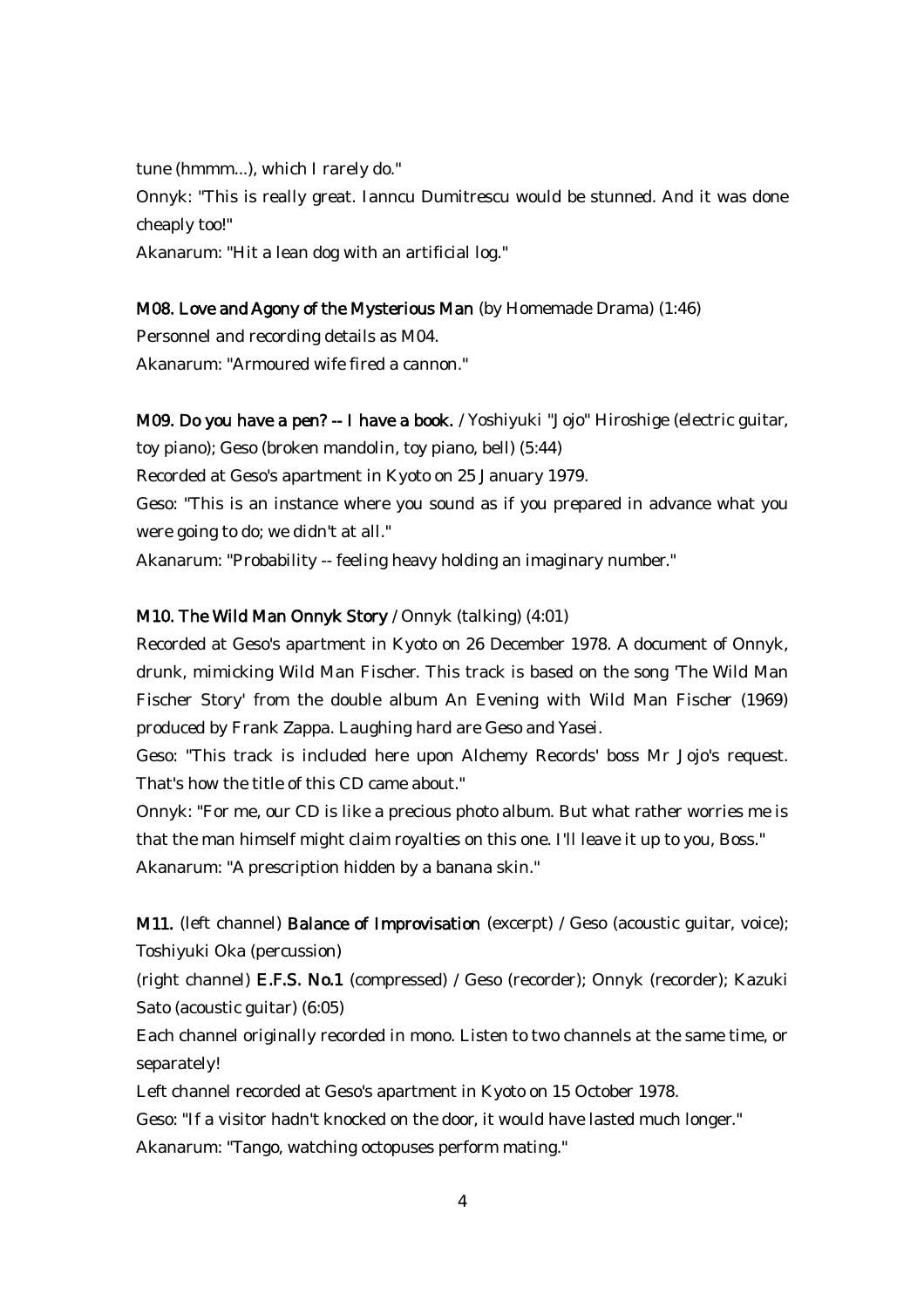tune (hmmm...), which I rarely do."

Onnyk: "This is really great. Ianncu Dumitrescu would be stunned. And it was done cheaply too!"

Akanarum: "Hit a lean dog with an artificial log."

**M08. Love and Agony of the Mysterious Man** (by Homemade Drama) (1:46)

Personnel and recording details as M04.

Akanarum: "Armoured wife fired a cannon."

**M09. Do you have a pen? -- I have a book.** / Yoshiyuki "Jojo" Hiroshige (electric guitar, toy piano); Geso (broken mandolin, toy piano, bell) (5:44)

Recorded at Geso's apartment in Kyoto on 25 January 1979.

Geso: "This is an instance where you sound as if you prepared in advance what you were going to do; we didn't at all."

Akanarum: "Probability -- feeling heavy holding an imaginary number."

**M10. The Wild Man Onnyk Story** / Onnyk (talking) (4:01)

Recorded at Geso's apartment in Kyoto on 26 December 1978. A document of Onnyk, drunk, mimicking Wild Man Fischer. This track is based on the song 'The Wild Man Fischer Story' from the double album An Evening with Wild Man Fischer (1969) produced by Frank Zappa. Laughing hard are Geso and Yasei.

Geso: "This track is included here upon Alchemy Records' boss Mr Jojo's request. That's how the title of this CD came about."

Onnyk: "For me, our CD is like a precious photo album. But what rather worries me is that the man himself might claim royalties on this one. I'll leave it up to you, Boss."

Akanarum: "A prescription hidden by a banana skin."

**M11.** (left channel) **Balance of Improvisation** (excerpt) / Geso (acoustic guitar, voice); Toshiyuki Oka (percussion)

(right channel) **E.F.S. No.1** (compressed) / Geso (recorder); Onnyk (recorder); Kazuki Sato (acoustic guitar) (6:05)

Each channel originally recorded in mono. Listen to two channels at the same time, or separately!

Left channel recorded at Geso's apartment in Kyoto on 15 October 1978.

Geso: "If a visitor hadn't knocked on the door, it would have lasted much longer."

Akanarum: "Tango, watching octopuses perform mating."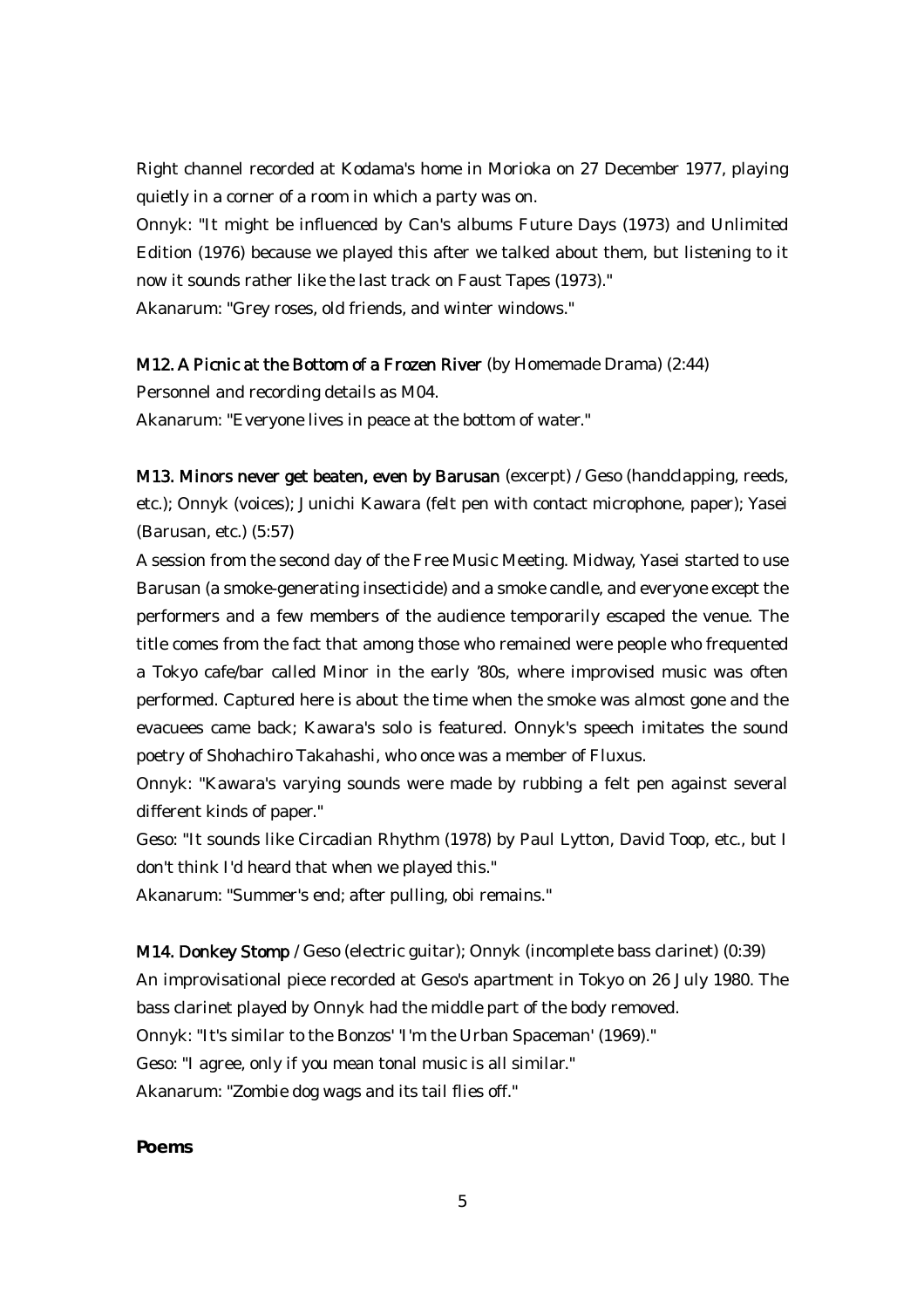Right channel recorded at Kodama's home in Morioka on 27 December 1977, playing quietly in a corner of a room in which a party was on.

Onnyk: "It might be influenced by Can's albums Future Days (1973) and Unlimited Edition (1976) because we played this after we talked about them, but listening to it now it sounds rather like the last track on Faust Tapes (1973)."

Akanarum: "Grey roses, old friends, and winter windows."

**M12. A Picnic at the Bottom of a Frozen River** (by Homemade Drama) (2:44)

Personnel and recording details as M04.

Akanarum: "Everyone lives in peace at the bottom of water."

**M13. Minors never get beaten, even by Barusan** (excerpt) / Geso (handclapping, reeds, etc.); Onnyk (voices); Junichi Kawara (felt pen with contact microphone, paper); Yasei (Barusan, etc.) (5:57)

A session from the second day of the Free Music Meeting. Midway, Yasei started to use Barusan (a smoke-generating insecticide) and a smoke candle, and everyone except the performers and a few members of the audience temporarily escaped the venue. The title comes from the fact that among those who remained were people who frequented a Tokyo cafe/bar called Minor in the early '80s, where improvised music was often performed. Captured here is about the time when the smoke was almost gone and the evacuees came back; Kawara's solo is featured. Onnyk's speech imitates the sound poetry of Shohachiro Takahashi, who once was a member of Fluxus.

Onnyk: "Kawara's varying sounds were made by rubbing a felt pen against several different kinds of paper."

Geso: "It sounds like Circadian Rhythm (1978) by Paul Lytton, David Toop, etc., but I don't think I'd heard that when we played this."

Akanarum: "Summer's end; after pulling, obi remains."

**M14. Donkey Stomp** / Geso (electric guitar); Onnyk (incomplete bass clarinet) (0:39)

An improvisational piece recorded at Geso's apartment in Tokyo on 26 July 1980. The bass clarinet played by Onnyk had the middle part of the body removed.

Onnyk: "It's similar to the Bonzos' 'I'm the Urban Spaceman' (1969)."

Geso: "I agree, only if you mean tonal music is all similar."

Akanarum: "Zombie dog wags and its tail flies off."

**Poems**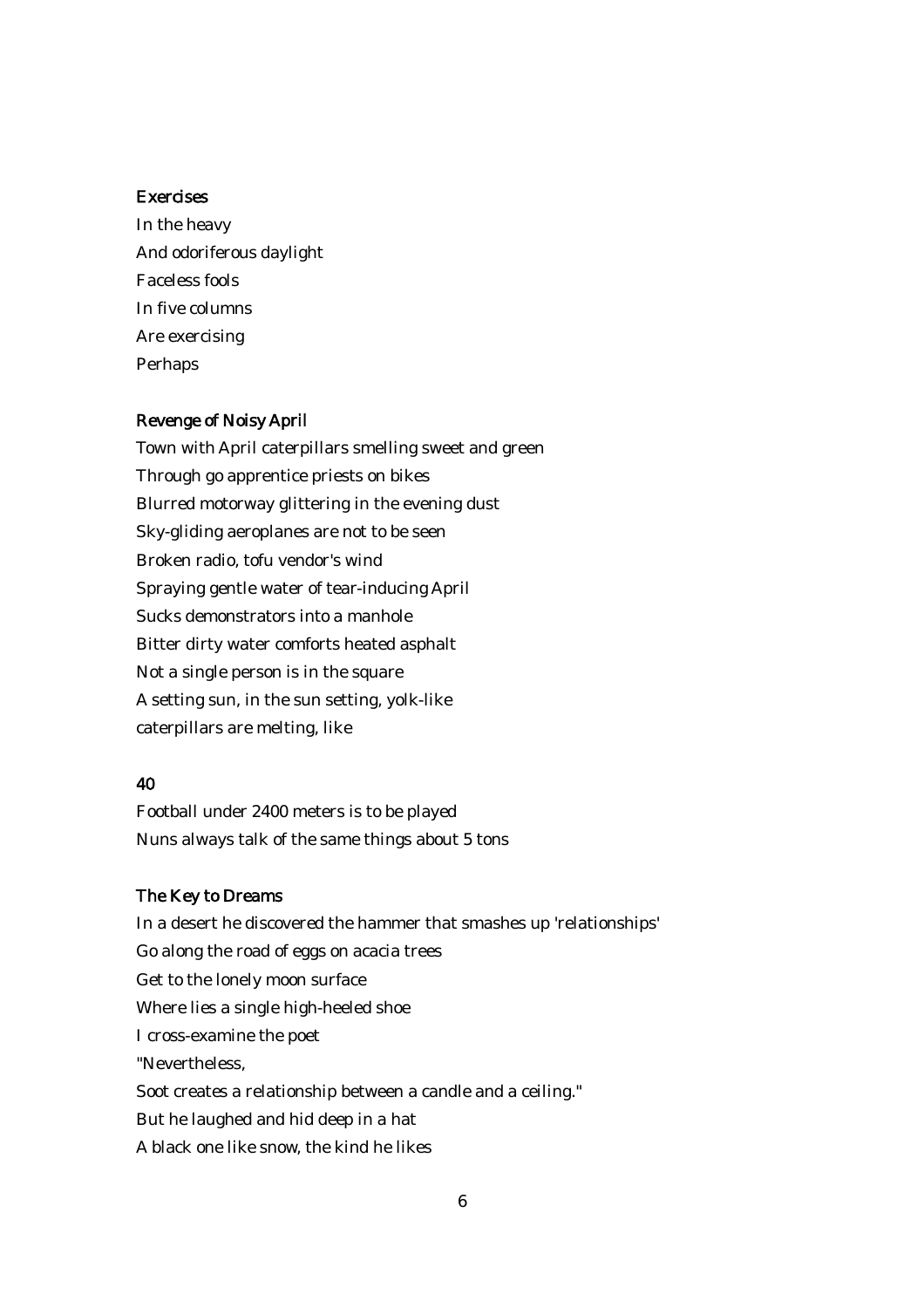## Exercises

In the heavy
And odoriferous daylight
Faceless fools
In five columns
Are exercising
Perhaps

## Revenge of Noisy April

Town with April caterpillars smelling sweet and green
Through go apprentice priests on bikes
Blurred motorway glittering in the evening dust
Sky-gliding aeroplanes are not to be seen
Broken radio, tofu vendor's wind
Spraying gentle water of tear-inducing April
Sucks demonstrators into a manhole
Bitter dirty water comforts heated asphalt
Not a single person is in the square
A setting sun, in the sun setting, yolk-like
caterpillars are melting, like

## 40

Football under 2400 meters is to be played
Nuns always talk of the same things about 5 tons

## The Key to Dreams

In a desert he discovered the hammer that smashes up 'relationships'
Go along the road of eggs on acacia trees
Get to the lonely moon surface
Where lies a single high-heeled shoe
I cross-examine the poet
"Nevertheless,
Soot creates a relationship between a candle and a ceiling."
But he laughed and hid deep in a hat
A black one like snow, the kind he likes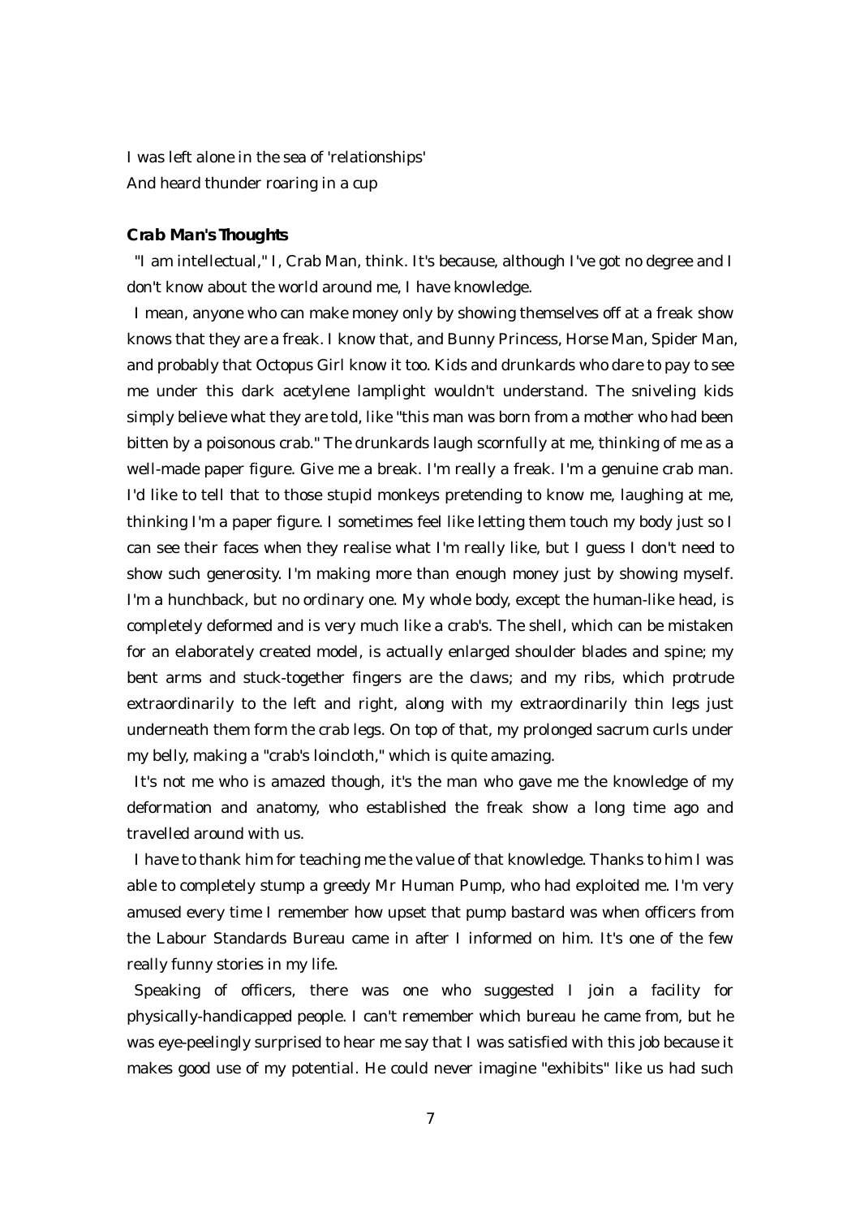I was left alone in the sea of 'relationships'
And heard thunder roaring in a cup

**Crab Man's Thoughts**

"I am intellectual," I, Crab Man, think. It's because, although I've got no degree and I don't know about the world around me, I have knowledge.

I mean, anyone who can make money only by showing themselves off at a freak show knows that they are a freak. I know that, and Bunny Princess, Horse Man, Spider Man, and probably that Octopus Girl know it too. Kids and drunkards who dare to pay to see me under this dark acetylene lamplight wouldn't understand. The sniveling kids simply believe what they are told, like "this man was born from a mother who had been bitten by a poisonous crab." The drunkards laugh scornfully at me, thinking of me as a well-made paper figure. Give me a break. I'm really a freak. I'm a genuine crab man. I'd like to tell that to those stupid monkeys pretending to know me, laughing at me, thinking I'm a paper figure. I sometimes feel like letting them touch my body just so I can see their faces when they realise what I'm really like, but I guess I don't need to show such generosity. I'm making more than enough money just by showing myself. I'm a hunchback, but no ordinary one. My whole body, except the human-like head, is completely deformed and is very much like a crab's. The shell, which can be mistaken for an elaborately created model, is actually enlarged shoulder blades and spine; my bent arms and stuck-together fingers are the claws; and my ribs, which protrude extraordinarily to the left and right, along with my extraordinarily thin legs just underneath them form the crab legs. On top of that, my prolonged sacrum curls under my belly, making a "crab's loincloth," which is quite amazing.

It's not me who is amazed though, it's the man who gave me the knowledge of my deformation and anatomy, who established the freak show a long time ago and travelled around with us.

I have to thank him for teaching me the value of that knowledge. Thanks to him I was able to completely stump a greedy Mr Human Pump, who had exploited me. I'm very amused every time I remember how upset that pump bastard was when officers from the Labour Standards Bureau came in after I informed on him. It's one of the few really funny stories in my life.

Speaking of officers, there was one who suggested I join a facility for physically-handicapped people. I can't remember which bureau he came from, but he was eye-peelingly surprised to hear me say that I was satisfied with this job because it makes good use of my potential. He could never imagine "exhibits" like us had such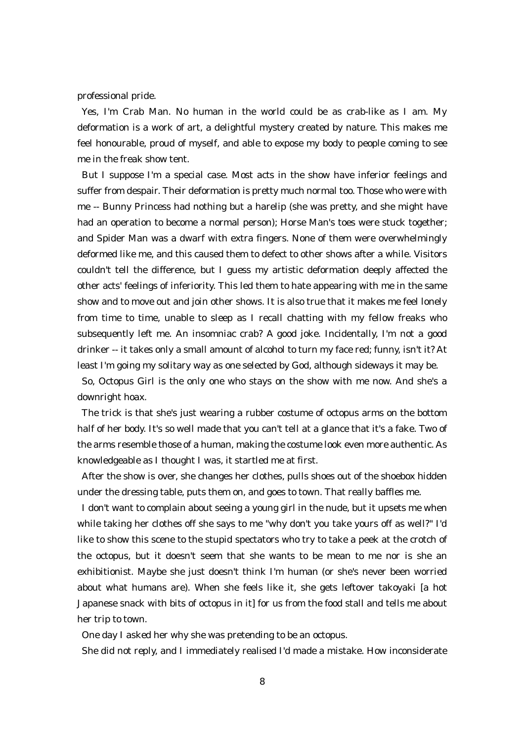professional pride.

Yes, I'm Crab Man. No human in the world could be as crab-like as I am. My deformation is a work of art, a delightful mystery created by nature. This makes me feel honourable, proud of myself, and able to expose my body to people coming to see me in the freak show tent.

But I suppose I'm a special case. Most acts in the show have inferior feelings and suffer from despair. Their deformation is pretty much normal too. Those who were with me -- Bunny Princess had nothing but a harelip (she was pretty, and she might have had an operation to become a normal person); Horse Man's toes were stuck together; and Spider Man was a dwarf with extra fingers. None of them were overwhelmingly deformed like me, and this caused them to defect to other shows after a while. Visitors couldn't tell the difference, but I guess my artistic deformation deeply affected the other acts' feelings of inferiority. This led them to hate appearing with me in the same show and to move out and join other shows. It is also true that it makes me feel lonely from time to time, unable to sleep as I recall chatting with my fellow freaks who subsequently left me. An insomniac crab? A good joke. Incidentally, I'm not a good drinker -- it takes only a small amount of alcohol to turn my face red; funny, isn't it? At least I'm going my solitary way as one selected by God, although sideways it may be.

So, Octopus Girl is the only one who stays on the show with me now. And she's a downright hoax.

The trick is that she's just wearing a rubber costume of octopus arms on the bottom half of her body. It's so well made that you can't tell at a glance that it's a fake. Two of the arms resemble those of a human, making the costume look even more authentic. As knowledgeable as I thought I was, it startled me at first.

After the show is over, she changes her clothes, pulls shoes out of the shoebox hidden under the dressing table, puts them on, and goes to town. That really baffles me.

I don't want to complain about seeing a young girl in the nude, but it upsets me when while taking her clothes off she says to me "why don't you take yours off as well?" I'd like to show this scene to the stupid spectators who try to take a peek at the crotch of the octopus, but it doesn't seem that she wants to be mean to me nor is she an exhibitionist. Maybe she just doesn't think I'm human (or she's never been worried about what humans are). When she feels like it, she gets leftover takoyaki [a hot Japanese snack with bits of octopus in it] for us from the food stall and tells me about her trip to town.

One day I asked her why she was pretending to be an octopus.

She did not reply, and I immediately realised I'd made a mistake. How inconsiderate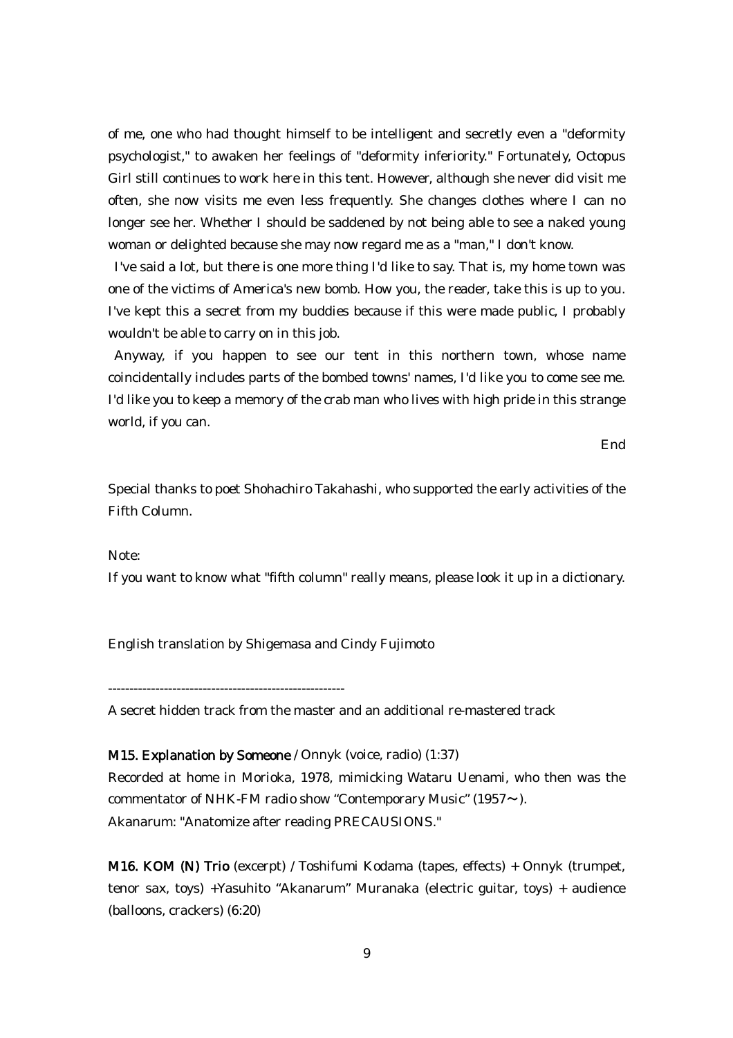of me, one who had thought himself to be intelligent and secretly even a "deformity psychologist," to awaken her feelings of "deformity inferiority." Fortunately, Octopus Girl still continues to work here in this tent. However, although she never did visit me often, she now visits me even less frequently. She changes clothes where I can no longer see her. Whether I should be saddened by not being able to see a naked young woman or delighted because she may now regard me as a "man," I don't know.

I've said a lot, but there is one more thing I'd like to say. That is, my home town was one of the victims of America's new bomb. How you, the reader, take this is up to you. I've kept this a secret from my buddies because if this were made public, I probably wouldn't be able to carry on in this job.

Anyway, if you happen to see our tent in this northern town, whose name coincidentally includes parts of the bombed towns' names, I'd like you to come see me. I'd like you to keep a memory of the crab man who lives with high pride in this strange world, if you can.

End

Special thanks to poet Shohachiro Takahashi, who supported the early activities of the Fifth Column.

Note:
If you want to know what "fifth column" really means, please look it up in a dictionary.

English translation by Shigemasa and Cindy Fujimoto

---

A secret hidden track from the master and an additional re-mastered track

**M15. Explanation by Someone** / Onnyk (voice, radio) (1:37)
Recorded at home in Morioka, 1978, mimicking Wataru Uenami, who then was the commentator of NHK-FM radio show "Contemporary Music" (1957～).
Akanarum: "Anatomize after reading PRECAUSIONS."

**M16. KOM (N) Trio** (excerpt) / Toshifumi Kodama (tapes, effects) + Onnyk (trumpet, tenor sax, toys) +Yasuhito "Akanarum" Muranaka (electric guitar, toys) + audience (balloons, crackers) (6:20)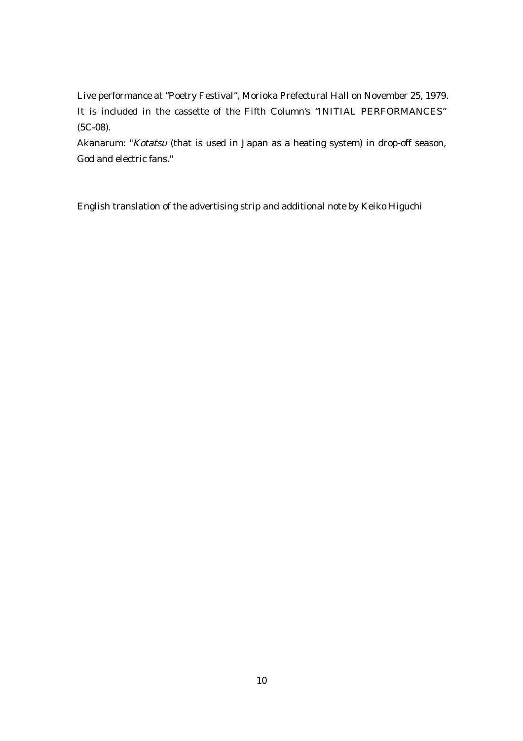Live performance at "Poetry Festival", Morioka Prefectural Hall on November 25, 1979. It is included in the cassette of the Fifth Column's "INITIAL PERFORMANCES" (5C-08).

Akanarum: "*Kotatsu* (that is used in Japan as a heating system) in drop-off season, God and electric fans."

English translation of the advertising strip and additional note by Keiko Higuchi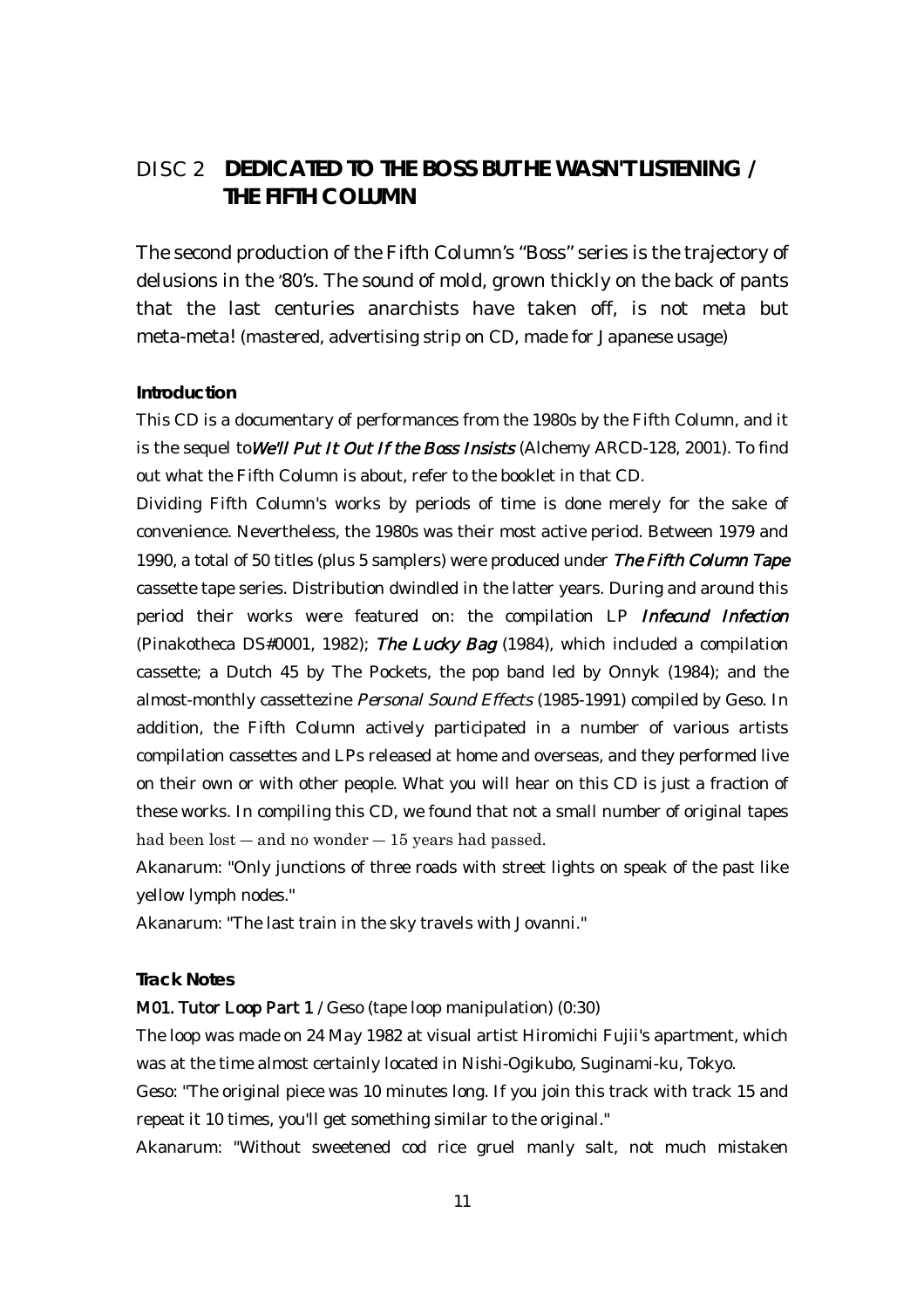## DISC 2 **DEDICATED TO THE BOSS BUT HE WASN'T LISTENING / THE FIFTH COLUMN**

The second production of the Fifth Column's "Boss" series is the trajectory of delusions in the '80's. The sound of mold, grown thickly on the back of pants that the last centuries anarchists have taken off, is not meta but meta-meta! (mastered, advertising strip on CD, made for Japanese usage)

### Introduction

This CD is a documentary of performances from the 1980s by the Fifth Column, and it is the sequel to *We'll Put It Out If the Boss Insists* (Alchemy ARCD-128, 2001). To find out what the Fifth Column is about, refer to the booklet in that CD.

Dividing Fifth Column's works by periods of time is done merely for the sake of convenience. Nevertheless, the 1980s was their most active period. Between 1979 and 1990, a total of 50 titles (plus 5 samplers) were produced under *The Fifth Column Tape* cassette tape series. Distribution dwindled in the latter years. During and around this period their works were featured on: the compilation LP *Infecund Infection* (Pinakotheca DS#0001, 1982); *The Lucky Bag* (1984), which included a compilation cassette; a Dutch 45 by The Pockets, the pop band led by Onnyk (1984); and the almost-monthly cassettezine *Personal Sound Effects* (1985-1991) compiled by Geso. In addition, the Fifth Column actively participated in a number of various artists compilation cassettes and LPs released at home and overseas, and they performed live on their own or with other people. What you will hear on this CD is just a fraction of these works. In compiling this CD, we found that not a small number of original tapes had been lost — and no wonder — 15 years had passed.

Akanarum: "Only junctions of three roads with street lights on speak of the past like yellow lymph nodes."

Akanarum: "The last train in the sky travels with Jovanni."

### Track Notes

**M01. Tutor Loop Part 1** / Geso (tape loop manipulation) (0:30)

The loop was made on 24 May 1982 at visual artist Hiromichi Fujii's apartment, which was at the time almost certainly located in Nishi-Ogikubo, Suginami-ku, Tokyo.

Geso: "The original piece was 10 minutes long. If you join this track with track 15 and repeat it 10 times, you'll get something similar to the original."

Akanarum: "Without sweetened cod rice gruel manly salt, not much mistaken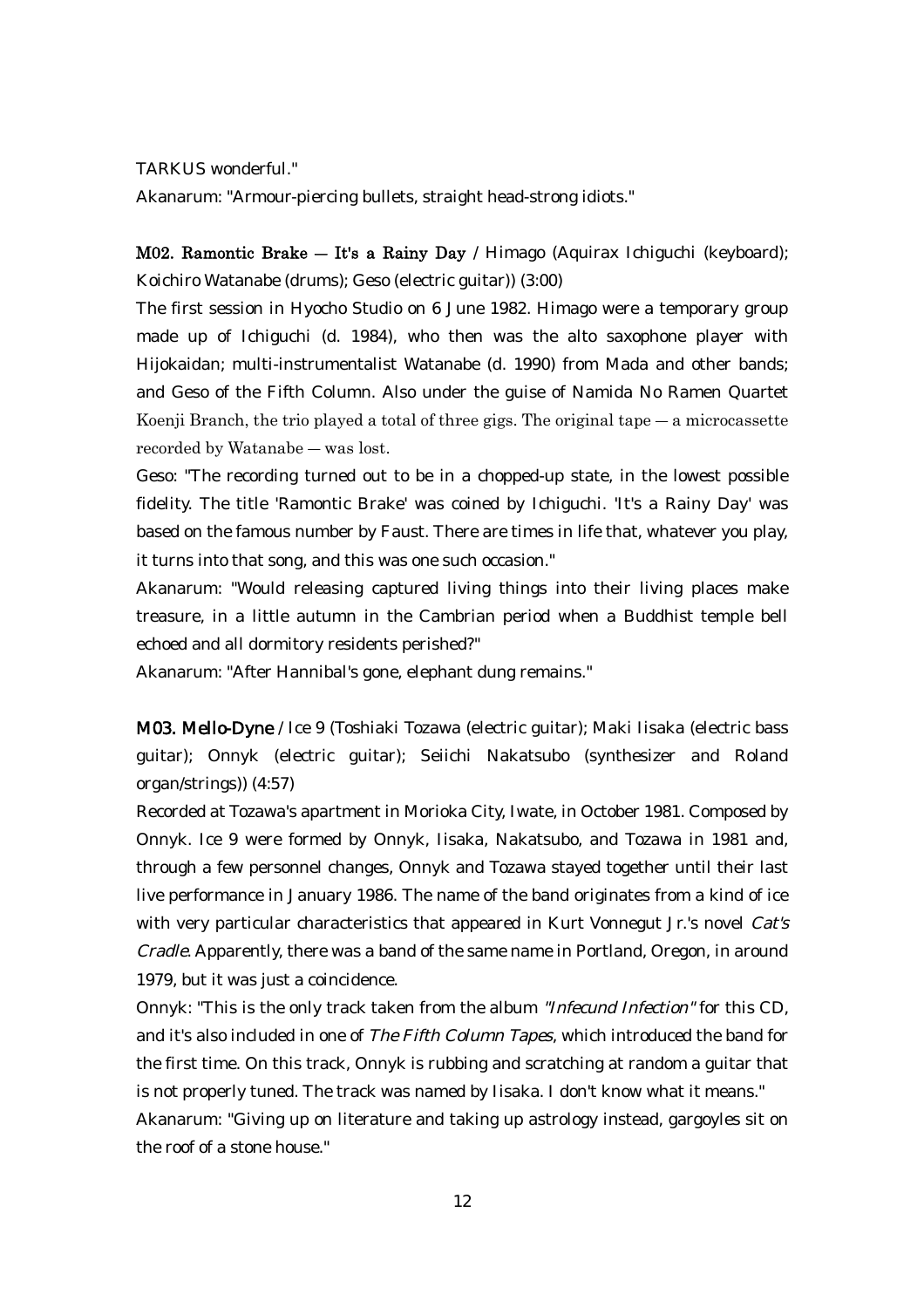TARKUS wonderful."

Akanarum: "Armour-piercing bullets, straight head-strong idiots."

**M02. Ramontic Brake — It's a Rainy Day** / Himago (Aquirax Ichiguchi (keyboard); Koichiro Watanabe (drums); Geso (electric guitar)) (3:00)

The first session in Hyocho Studio on 6 June 1982. Himago were a temporary group made up of Ichiguchi (d. 1984), who then was the alto saxophone player with Hijokaidan; multi-instrumentalist Watanabe (d. 1990) from Mada and other bands; and Geso of the Fifth Column. Also under the guise of Namida No Ramen Quartet Koenji Branch, the trio played a total of three gigs. The original tape — a microcassette recorded by Watanabe — was lost.

Geso: "The recording turned out to be in a chopped-up state, in the lowest possible fidelity. The title 'Ramontic Brake' was coined by Ichiguchi. 'It's a Rainy Day' was based on the famous number by Faust. There are times in life that, whatever you play, it turns into that song, and this was one such occasion."

Akanarum: "Would releasing captured living things into their living places make treasure, in a little autumn in the Cambrian period when a Buddhist temple bell echoed and all dormitory residents perished?"

Akanarum: "After Hannibal's gone, elephant dung remains."

**M03. Mello-Dyne** / Ice 9 (Toshiaki Tozawa (electric guitar); Maki Iisaka (electric bass guitar); Onnyk (electric guitar); Seiichi Nakatsubo (synthesizer and Roland organ/strings)) (4:57)

Recorded at Tozawa's apartment in Morioka City, Iwate, in October 1981. Composed by Onnyk. Ice 9 were formed by Onnyk, Iisaka, Nakatsubo, and Tozawa in 1981 and, through a few personnel changes, Onnyk and Tozawa stayed together until their last live performance in January 1986. The name of the band originates from a kind of ice with very particular characteristics that appeared in Kurt Vonnegut Jr.'s novel *Cat's Cradle*. Apparently, there was a band of the same name in Portland, Oregon, in around 1979, but it was just a coincidence.

Onnyk: "This is the only track taken from the album *"Infecund Infection"* for this CD, and it's also included in one of *The Fifth Column Tapes*, which introduced the band for the first time. On this track, Onnyk is rubbing and scratching at random a guitar that is not properly tuned. The track was named by Iisaka. I don't know what it means."

Akanarum: "Giving up on literature and taking up astrology instead, gargoyles sit on the roof of a stone house."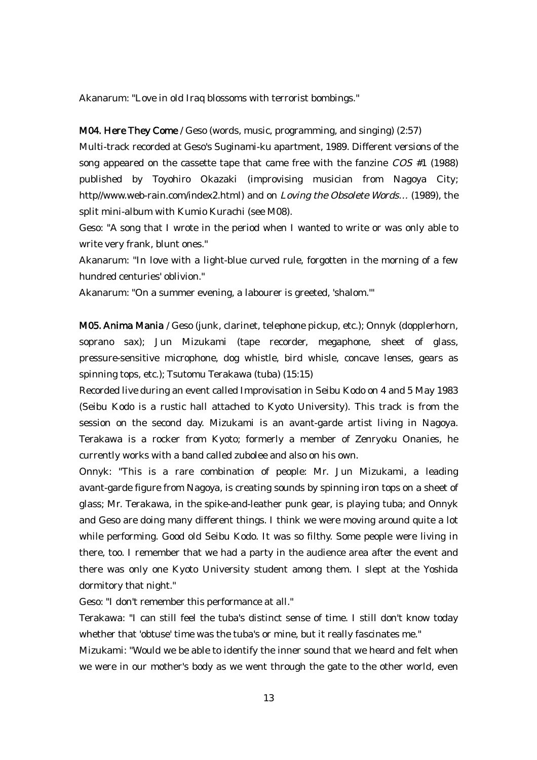Akanarum: "Love in old Iraq blossoms with terrorist bombings."

**M04. Here They Come** / Geso (words, music, programming, and singing) (2:57)

Multi-track recorded at Geso's Suginami-ku apartment, 1989. Different versions of the song appeared on the cassette tape that came free with the fanzine *COS* #1 (1988) published by Toyohiro Okazaki (improvising musician from Nagoya City; http//www.web-rain.com/index2.html) and on *Loving the Obsolete Words…* (1989), the split mini-album with Kumio Kurachi (see M08).

Geso: "A song that I wrote in the period when I wanted to write or was only able to write very frank, blunt ones."

Akanarum: "In love with a light-blue curved rule, forgotten in the morning of a few hundred centuries' oblivion."

Akanarum: "On a summer evening, a labourer is greeted, 'shalom.'"

**M05. Anima Mania** / Geso (junk, clarinet, telephone pickup, etc.); Onnyk (dopplerhorn, soprano sax); Jun Mizukami (tape recorder, megaphone, sheet of glass, pressure-sensitive microphone, dog whistle, bird whisle, concave lenses, gears as spinning tops, etc.); Tsutomu Terakawa (tuba) (15:15)

Recorded live during an event called Improvisation in Seibu Kodo on 4 and 5 May 1983 (Seibu Kodo is a rustic hall attached to Kyoto University). This track is from the session on the second day. Mizukami is an avant-garde artist living in Nagoya. Terakawa is a rocker from Kyoto; formerly a member of Zenryoku Onanies, he currently works with a band called zubolee and also on his own.

Onnyk: "This is a rare combination of people: Mr. Jun Mizukami, a leading avant-garde figure from Nagoya, is creating sounds by spinning iron tops on a sheet of glass; Mr. Terakawa, in the spike-and-leather punk gear, is playing tuba; and Onnyk and Geso are doing many different things. I think we were moving around quite a lot while performing. Good old Seibu Kodo. It was so filthy. Some people were living in there, too. I remember that we had a party in the audience area after the event and there was only one Kyoto University student among them. I slept at the Yoshida dormitory that night."

Geso: "I don't remember this performance at all."

Terakawa: "I can still feel the tuba's distinct sense of time. I still don't know today whether that 'obtuse' time was the tuba's or mine, but it really fascinates me."

Mizukami: "Would we be able to identify the inner sound that we heard and felt when we were in our mother's body as we went through the gate to the other world, even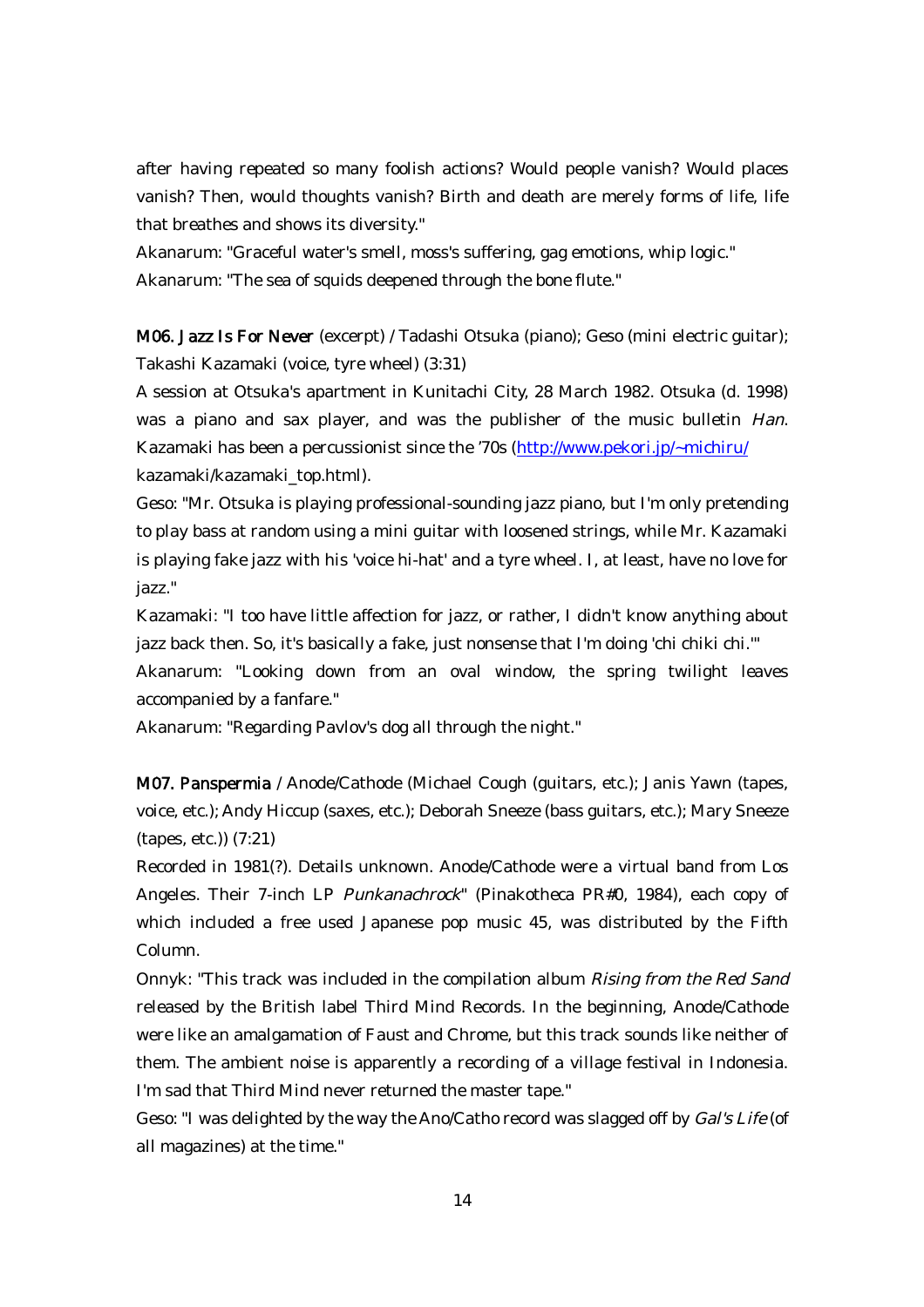after having repeated so many foolish actions? Would people vanish? Would places vanish? Then, would thoughts vanish? Birth and death are merely forms of life, life that breathes and shows its diversity."

Akanarum: "Graceful water's smell, moss's suffering, gag emotions, whip logic."

Akanarum: "The sea of squids deepened through the bone flute."

**M06. Jazz Is For Never** (excerpt) / Tadashi Otsuka (piano); Geso (mini electric guitar); Takashi Kazamaki (voice, tyre wheel) (3:31)

A session at Otsuka's apartment in Kunitachi City, 28 March 1982. Otsuka (d. 1998) was a piano and sax player, and was the publisher of the music bulletin *Han*. Kazamaki has been a percussionist since the '70s (http://www.pekori.jp/~michiru/kazamaki/kazamaki_top.html).

Geso: "Mr. Otsuka is playing professional-sounding jazz piano, but I'm only pretending to play bass at random using a mini guitar with loosened strings, while Mr. Kazamaki is playing fake jazz with his 'voice hi-hat' and a tyre wheel. I, at least, have no love for jazz."

Kazamaki: "I too have little affection for jazz, or rather, I didn't know anything about jazz back then. So, it's basically a fake, just nonsense that I'm doing 'chi chiki chi.'"

Akanarum: "Looking down from an oval window, the spring twilight leaves accompanied by a fanfare."

Akanarum: "Regarding Pavlov's dog all through the night."

**M07. Panspermia** / Anode/Cathode (Michael Cough (guitars, etc.); Janis Yawn (tapes, voice, etc.); Andy Hiccup (saxes, etc.); Deborah Sneeze (bass guitars, etc.); Mary Sneeze (tapes, etc.)) (7:21)

Recorded in 1981(?). Details unknown. Anode/Cathode were a virtual band from Los Angeles. Their 7-inch LP *Punkanachrock*" (Pinakotheca PR#0, 1984), each copy of which included a free used Japanese pop music 45, was distributed by the Fifth Column.

Onnyk: "This track was included in the compilation album *Rising from the Red Sand* released by the British label Third Mind Records. In the beginning, Anode/Cathode were like an amalgamation of Faust and Chrome, but this track sounds like neither of them. The ambient noise is apparently a recording of a village festival in Indonesia. I'm sad that Third Mind never returned the master tape."

Geso: "I was delighted by the way the Ano/Catho record was slagged off by *Gal's Life* (of all magazines) at the time."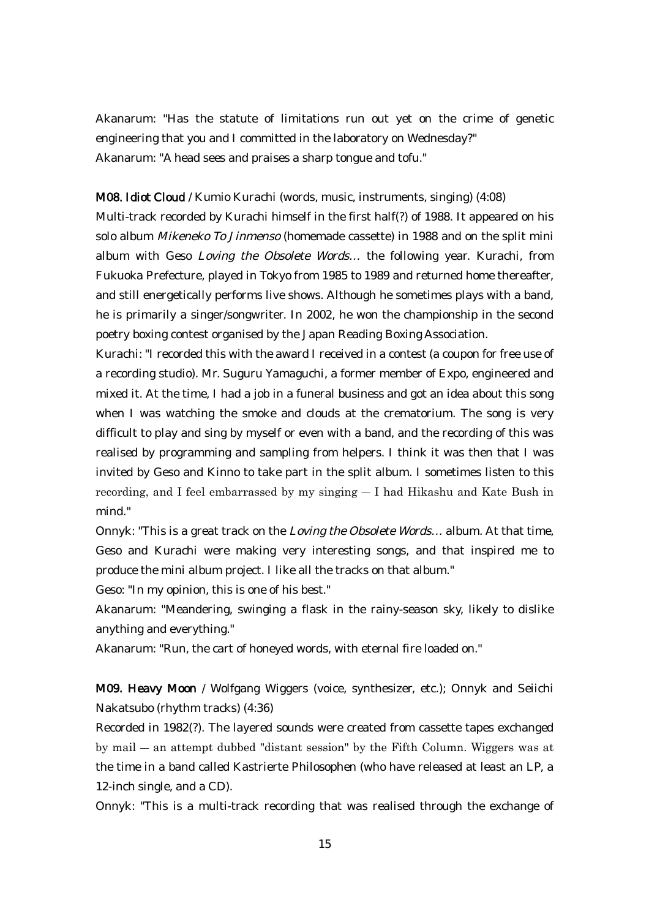Akanarum: "Has the statute of limitations run out yet on the crime of genetic engineering that you and I committed in the laboratory on Wednesday?"
Akanarum: "A head sees and praises a sharp tongue and tofu."

**M08. Idiot Cloud** / Kumio Kurachi (words, music, instruments, singing) (4:08)
Multi-track recorded by Kurachi himself in the first half(?) of 1988. It appeared on his solo album *Mikeneko To Jinmenso* (homemade cassette) in 1988 and on the split mini album with Geso *Loving the Obsolete Words…* the following year. Kurachi, from Fukuoka Prefecture, played in Tokyo from 1985 to 1989 and returned home thereafter, and still energetically performs live shows. Although he sometimes plays with a band, he is primarily a singer/songwriter. In 2002, he won the championship in the second poetry boxing contest organised by the Japan Reading Boxing Association.
Kurachi: "I recorded this with the award I received in a contest (a coupon for free use of a recording studio). Mr. Suguru Yamaguchi, a former member of Expo, engineered and mixed it. At the time, I had a job in a funeral business and got an idea about this song when I was watching the smoke and clouds at the crematorium. The song is very difficult to play and sing by myself or even with a band, and the recording of this was realised by programming and sampling from helpers. I think it was then that I was invited by Geso and Kinno to take part in the split album. I sometimes listen to this recording, and I feel embarrassed by my singing — I had Hikashu and Kate Bush in mind."
Onnyk: "This is a great track on the *Loving the Obsolete Words…* album. At that time, Geso and Kurachi were making very interesting songs, and that inspired me to produce the mini album project. I like all the tracks on that album."
Geso: "In my opinion, this is one of his best."
Akanarum: "Meandering, swinging a flask in the rainy-season sky, likely to dislike anything and everything."
Akanarum: "Run, the cart of honeyed words, with eternal fire loaded on."

**M09. Heavy Moon** / Wolfgang Wiggers (voice, synthesizer, etc.); Onnyk and Seiichi Nakatsubo (rhythm tracks) (4:36)
Recorded in 1982(?). The layered sounds were created from cassette tapes exchanged by mail — an attempt dubbed "distant session" by the Fifth Column. Wiggers was at the time in a band called Kastrierte Philosophen (who have released at least an LP, a 12-inch single, and a CD).
Onnyk: "This is a multi-track recording that was realised through the exchange of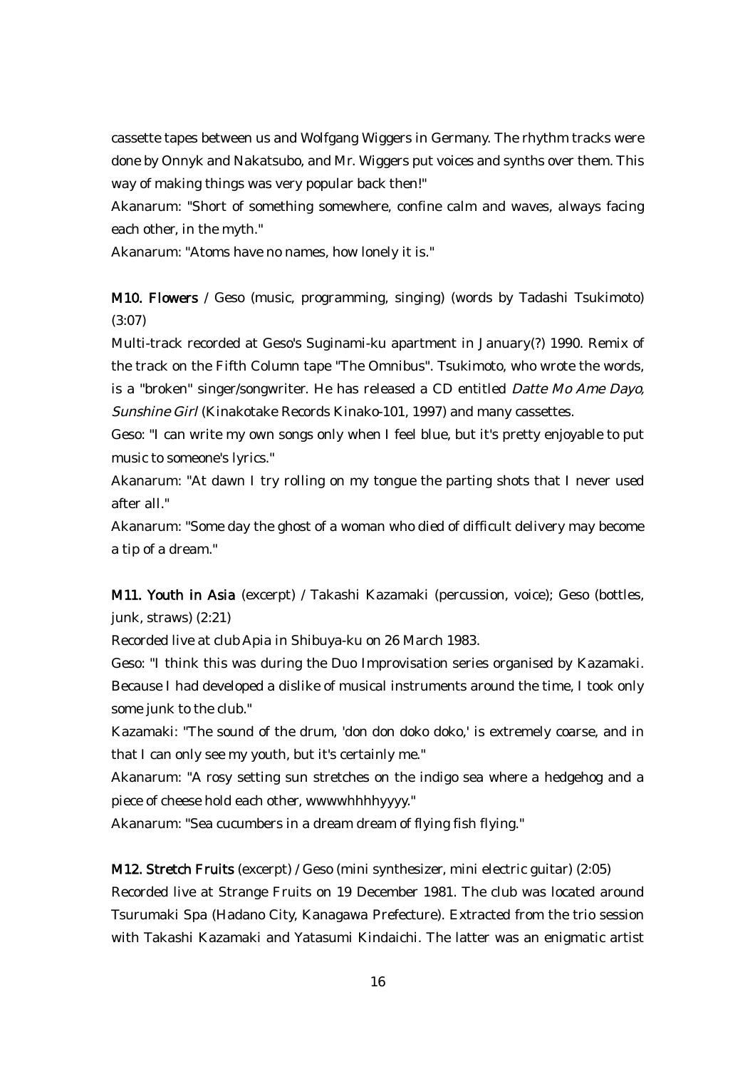cassette tapes between us and Wolfgang Wiggers in Germany. The rhythm tracks were done by Onnyk and Nakatsubo, and Mr. Wiggers put voices and synths over them. This way of making things was very popular back then!"

Akanarum: "Short of something somewhere, confine calm and waves, always facing each other, in the myth."

Akanarum: "Atoms have no names, how lonely it is."

**M10. Flowers** / Geso (music, programming, singing) (words by Tadashi Tsukimoto) (3:07)

Multi-track recorded at Geso's Suginami-ku apartment in January(?) 1990. Remix of the track on the Fifth Column tape "The Omnibus". Tsukimoto, who wrote the words, is a "broken" singer/songwriter. He has released a CD entitled *Datte Mo Ame Dayo, Sunshine Girl* (Kinakotake Records Kinako-101, 1997) and many cassettes.

Geso: "I can write my own songs only when I feel blue, but it's pretty enjoyable to put music to someone's lyrics."

Akanarum: "At dawn I try rolling on my tongue the parting shots that I never used after all."

Akanarum: "Some day the ghost of a woman who died of difficult delivery may become a tip of a dream."

**M11. Youth in Asia** (excerpt) / Takashi Kazamaki (percussion, voice); Geso (bottles, junk, straws) (2:21)

Recorded live at club Apia in Shibuya-ku on 26 March 1983.

Geso: "I think this was during the Duo Improvisation series organised by Kazamaki. Because I had developed a dislike of musical instruments around the time, I took only some junk to the club."

Kazamaki: "The sound of the drum, 'don don doko doko,' is extremely coarse, and in that I can only see my youth, but it's certainly me."

Akanarum: "A rosy setting sun stretches on the indigo sea where a hedgehog and a piece of cheese hold each other, wwwwhhhhyyyy."

Akanarum: "Sea cucumbers in a dream dream of flying fish flying."

**M12. Stretch Fruits** (excerpt) / Geso (mini synthesizer, mini electric guitar) (2:05)

Recorded live at Strange Fruits on 19 December 1981. The club was located around Tsurumaki Spa (Hadano City, Kanagawa Prefecture). Extracted from the trio session with Takashi Kazamaki and Yatasumi Kindaichi. The latter was an enigmatic artist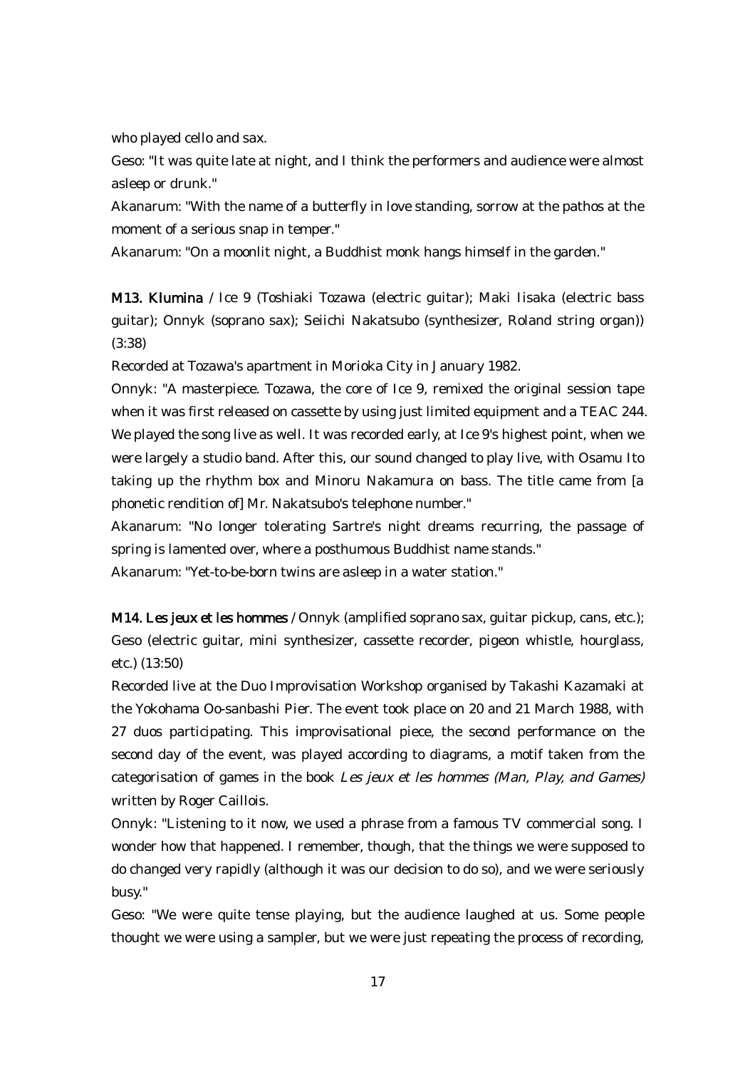who played cello and sax.

Geso: "It was quite late at night, and I think the performers and audience were almost asleep or drunk."

Akanarum: "With the name of a butterfly in love standing, sorrow at the pathos at the moment of a serious snap in temper."

Akanarum: "On a moonlit night, a Buddhist monk hangs himself in the garden."

**M13. Klumina** / Ice 9 (Toshiaki Tozawa (electric guitar); Maki Iisaka (electric bass guitar); Onnyk (soprano sax); Seiichi Nakatsubo (synthesizer, Roland string organ)) (3:38)

Recorded at Tozawa's apartment in Morioka City in January 1982.

Onnyk: "A masterpiece. Tozawa, the core of Ice 9, remixed the original session tape when it was first released on cassette by using just limited equipment and a TEAC 244. We played the song live as well. It was recorded early, at Ice 9's highest point, when we were largely a studio band. After this, our sound changed to play live, with Osamu Ito taking up the rhythm box and Minoru Nakamura on bass. The title came from [a phonetic rendition of] Mr. Nakatsubo's telephone number."

Akanarum: "No longer tolerating Sartre's night dreams recurring, the passage of spring is lamented over, where a posthumous Buddhist name stands."

Akanarum: "Yet-to-be-born twins are asleep in a water station."

**M14. Les jeux et les hommes** / Onnyk (amplified soprano sax, guitar pickup, cans, etc.); Geso (electric guitar, mini synthesizer, cassette recorder, pigeon whistle, hourglass, etc.) (13:50)

Recorded live at the Duo Improvisation Workshop organised by Takashi Kazamaki at the Yokohama Oo-sanbashi Pier. The event took place on 20 and 21 March 1988, with 27 duos participating. This improvisational piece, the second performance on the second day of the event, was played according to diagrams, a motif taken from the categorisation of games in the book *Les jeux et les hommes (Man, Play, and Games)* written by Roger Caillois.

Onnyk: "Listening to it now, we used a phrase from a famous TV commercial song. I wonder how that happened. I remember, though, that the things we were supposed to do changed very rapidly (although it was our decision to do so), and we were seriously busy."

Geso: "We were quite tense playing, but the audience laughed at us. Some people thought we were using a sampler, but we were just repeating the process of recording,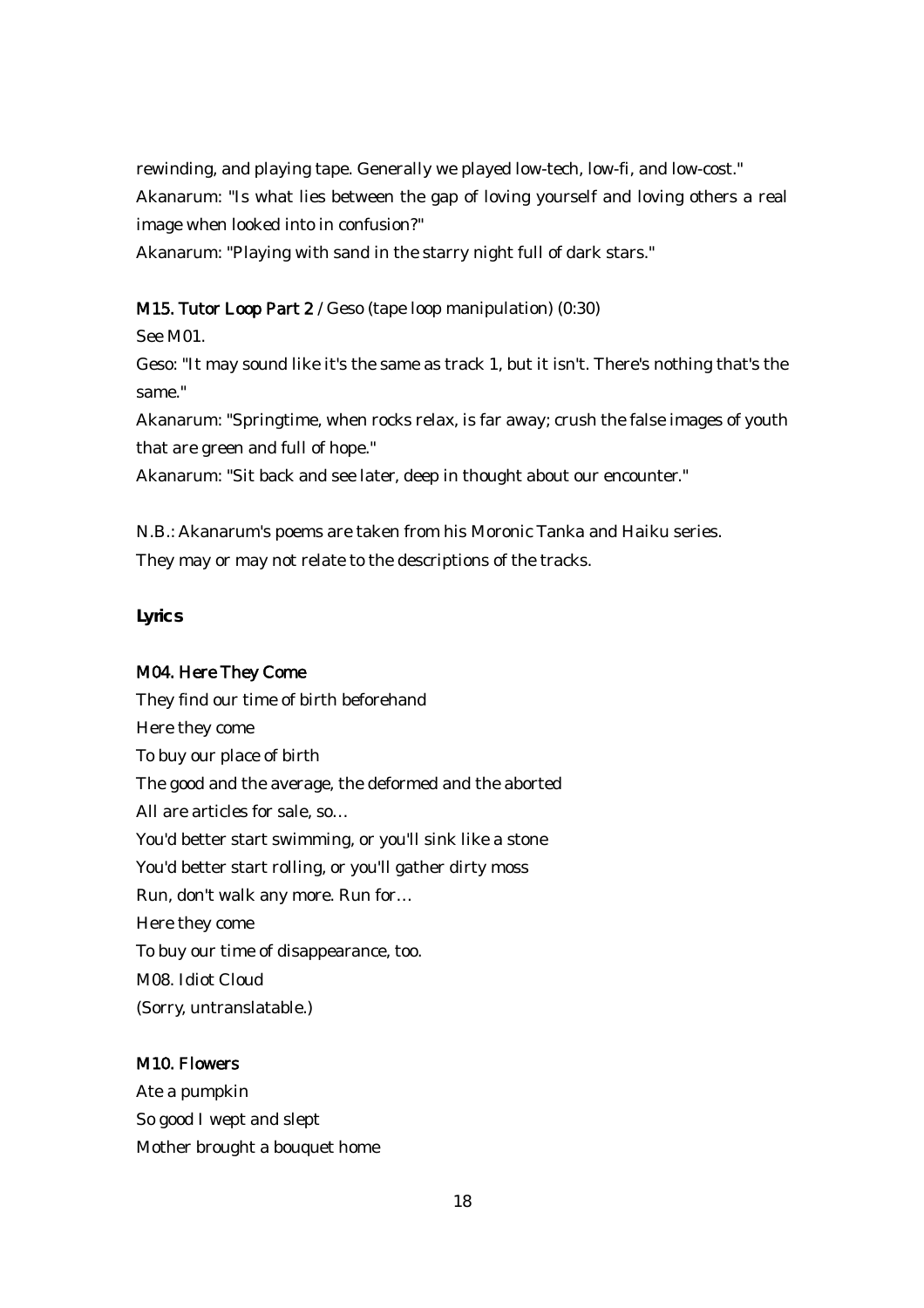rewinding, and playing tape. Generally we played low-tech, low-fi, and low-cost."
Akanarum: "Is what lies between the gap of loving yourself and loving others a real image when looked into in confusion?"
Akanarum: "Playing with sand in the starry night full of dark stars."

M15. Tutor Loop Part 2 / Geso (tape loop manipulation) (0:30)
See M01.
Geso: "It may sound like it's the same as track 1, but it isn't. There's nothing that's the same."
Akanarum: "Springtime, when rocks relax, is far away; crush the false images of youth that are green and full of hope."
Akanarum: "Sit back and see later, deep in thought about our encounter."

N.B.: Akanarum's poems are taken from his Moronic Tanka and Haiku series. They may or may not relate to the descriptions of the tracks.

**Lyrics**

M04. Here They Come
They find our time of birth beforehand
Here they come
To buy our place of birth
The good and the average, the deformed and the aborted
All are articles for sale, so…
You'd better start swimming, or you'll sink like a stone
You'd better start rolling, or you'll gather dirty moss
Run, don't walk any more. Run for…
Here they come
To buy our time of disappearance, too.
M08. Idiot Cloud
(Sorry, untranslatable.)

M10. Flowers
Ate a pumpkin
So good I wept and slept
Mother brought a bouquet home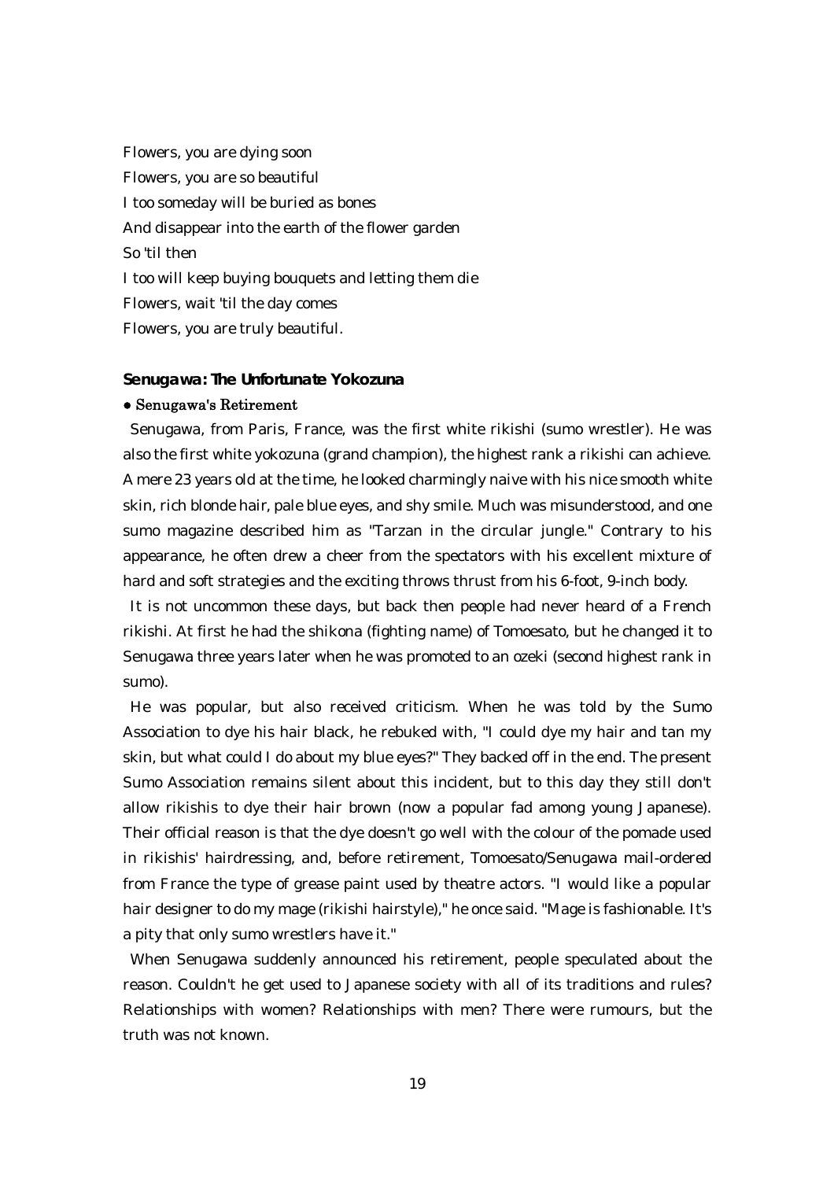Flowers, you are dying soon
Flowers, you are so beautiful
I too someday will be buried as bones
And disappear into the earth of the flower garden
So 'til then
I too will keep buying bouquets and letting them die
Flowers, wait 'til the day comes
Flowers, you are truly beautiful.

### Senugawa: The Unfortunate Yokozuna

**● Senugawa's Retirement**

Senugawa, from Paris, France, was the first white rikishi (sumo wrestler). He was also the first white yokozuna (grand champion), the highest rank a rikishi can achieve. A mere 23 years old at the time, he looked charmingly naive with his nice smooth white skin, rich blonde hair, pale blue eyes, and shy smile. Much was misunderstood, and one sumo magazine described him as "Tarzan in the circular jungle." Contrary to his appearance, he often drew a cheer from the spectators with his excellent mixture of hard and soft strategies and the exciting throws thrust from his 6-foot, 9-inch body.

It is not uncommon these days, but back then people had never heard of a French rikishi. At first he had the shikona (fighting name) of Tomoesato, but he changed it to Senugawa three years later when he was promoted to an ozeki (second highest rank in sumo).

He was popular, but also received criticism. When he was told by the Sumo Association to dye his hair black, he rebuked with, "I could dye my hair and tan my skin, but what could I do about my blue eyes?" They backed off in the end. The present Sumo Association remains silent about this incident, but to this day they still don't allow rikishis to dye their hair brown (now a popular fad among young Japanese). Their official reason is that the dye doesn't go well with the colour of the pomade used in rikishis' hairdressing, and, before retirement, Tomoesato/Senugawa mail-ordered from France the type of grease paint used by theatre actors. "I would like a popular hair designer to do my mage (rikishi hairstyle)," he once said. "Mage is fashionable. It's a pity that only sumo wrestlers have it."

When Senugawa suddenly announced his retirement, people speculated about the reason. Couldn't he get used to Japanese society with all of its traditions and rules? Relationships with women? Relationships with men? There were rumours, but the truth was not known.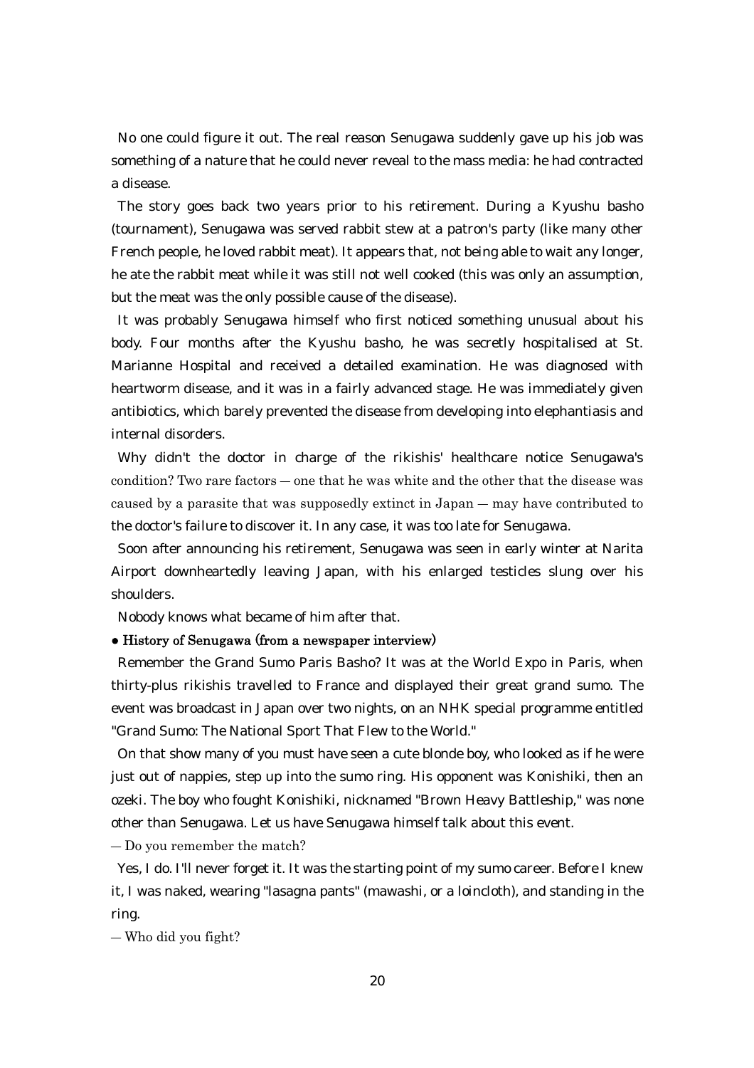No one could figure it out. The real reason Senugawa suddenly gave up his job was something of a nature that he could never reveal to the mass media: he had contracted a disease.

The story goes back two years prior to his retirement. During a Kyushu basho (tournament), Senugawa was served rabbit stew at a patron's party (like many other French people, he loved rabbit meat). It appears that, not being able to wait any longer, he ate the rabbit meat while it was still not well cooked (this was only an assumption, but the meat was the only possible cause of the disease).

It was probably Senugawa himself who first noticed something unusual about his body. Four months after the Kyushu basho, he was secretly hospitalised at St. Marianne Hospital and received a detailed examination. He was diagnosed with heartworm disease, and it was in a fairly advanced stage. He was immediately given antibiotics, which barely prevented the disease from developing into elephantiasis and internal disorders.

Why didn't the doctor in charge of the rikishis' healthcare notice Senugawa's condition? Two rare factors — one that he was white and the other that the disease was caused by a parasite that was supposedly extinct in Japan — may have contributed to the doctor's failure to discover it. In any case, it was too late for Senugawa.

Soon after announcing his retirement, Senugawa was seen in early winter at Narita Airport downheartedly leaving Japan, with his enlarged testicles slung over his shoulders.

Nobody knows what became of him after that.

**● History of Senugawa (from a newspaper interview)**

Remember the Grand Sumo Paris Basho? It was at the World Expo in Paris, when thirty-plus rikishis travelled to France and displayed their great grand sumo. The event was broadcast in Japan over two nights, on an NHK special programme entitled "Grand Sumo: The National Sport That Flew to the World."

On that show many of you must have seen a cute blonde boy, who looked as if he were just out of nappies, step up into the sumo ring. His opponent was Konishiki, then an ozeki. The boy who fought Konishiki, nicknamed "Brown Heavy Battleship," was none other than Senugawa. Let us have Senugawa himself talk about this event.

— Do you remember the match?

Yes, I do. I'll never forget it. It was the starting point of my sumo career. Before I knew it, I was naked, wearing "lasagna pants" (mawashi, or a loincloth), and standing in the ring.

— Who did you fight?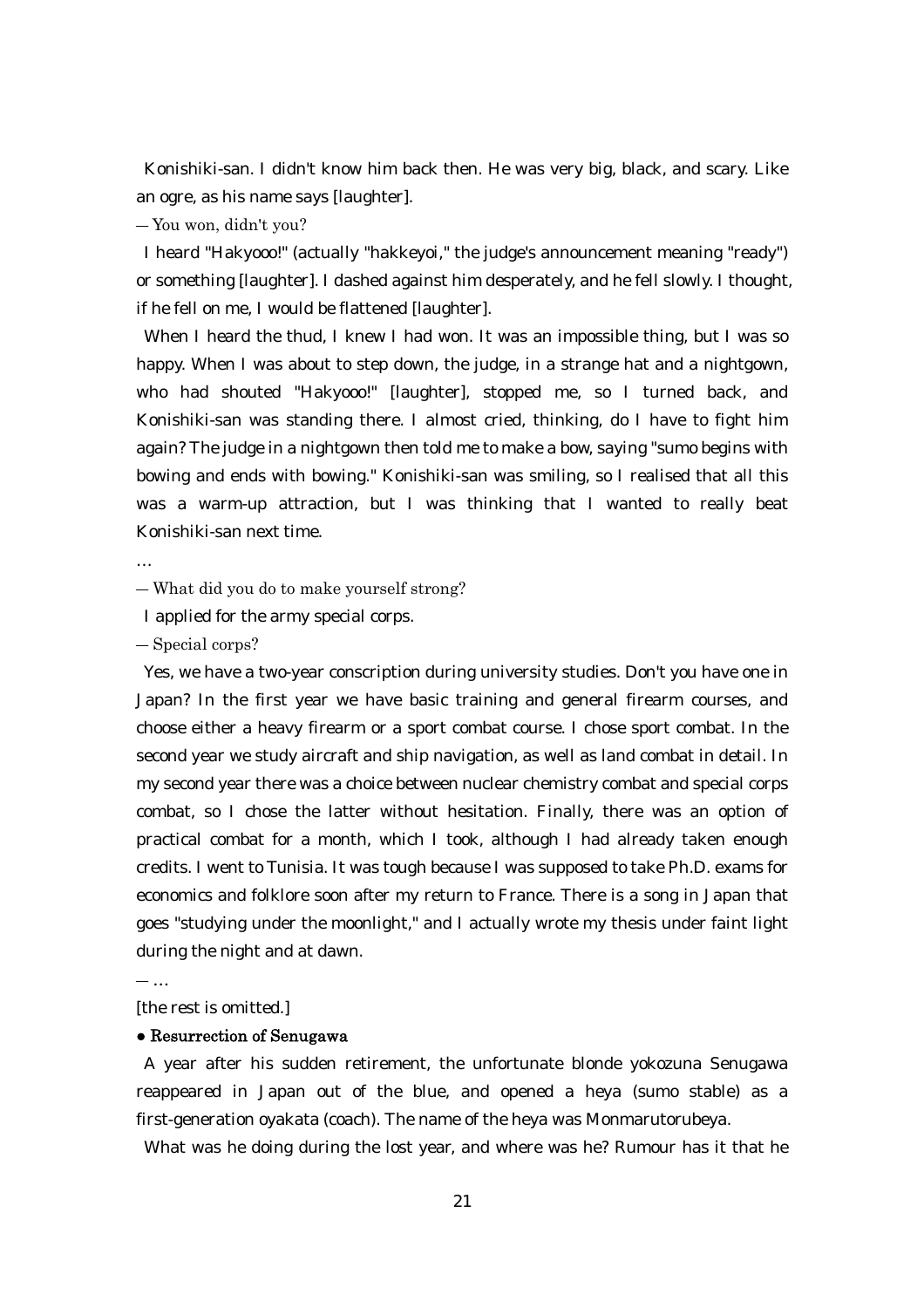Konishiki-san. I didn't know him back then. He was very big, black, and scary. Like an ogre, as his name says [laughter].

— You won, didn't you?

I heard "Hakyooo!" (actually "hakkeyoi," the judge's announcement meaning "ready") or something [laughter]. I dashed against him desperately, and he fell slowly. I thought, if he fell on me, I would be flattened [laughter].

When I heard the thud, I knew I had won. It was an impossible thing, but I was so happy. When I was about to step down, the judge, in a strange hat and a nightgown, who had shouted "Hakyooo!" [laughter], stopped me, so I turned back, and Konishiki-san was standing there. I almost cried, thinking, do I have to fight him again? The judge in a nightgown then told me to make a bow, saying "sumo begins with bowing and ends with bowing." Konishiki-san was smiling, so I realised that all this was a warm-up attraction, but I was thinking that I wanted to really beat Konishiki-san next time.

…

— What did you do to make yourself strong?

I applied for the army special corps.

— Special corps?

Yes, we have a two-year conscription during university studies. Don't you have one in Japan? In the first year we have basic training and general firearm courses, and choose either a heavy firearm or a sport combat course. I chose sport combat. In the second year we study aircraft and ship navigation, as well as land combat in detail. In my second year there was a choice between nuclear chemistry combat and special corps combat, so I chose the latter without hesitation. Finally, there was an option of practical combat for a month, which I took, although I had already taken enough credits. I went to Tunisia. It was tough because I was supposed to take Ph.D. exams for economics and folklore soon after my return to France. There is a song in Japan that goes "studying under the moonlight," and I actually wrote my thesis under faint light during the night and at dawn.

— …

[the rest is omitted.]

**● Resurrection of Senugawa**

A year after his sudden retirement, the unfortunate blonde yokozuna Senugawa reappeared in Japan out of the blue, and opened a heya (sumo stable) as a first-generation oyakata (coach). The name of the heya was Monmarutorubeya.

What was he doing during the lost year, and where was he? Rumour has it that he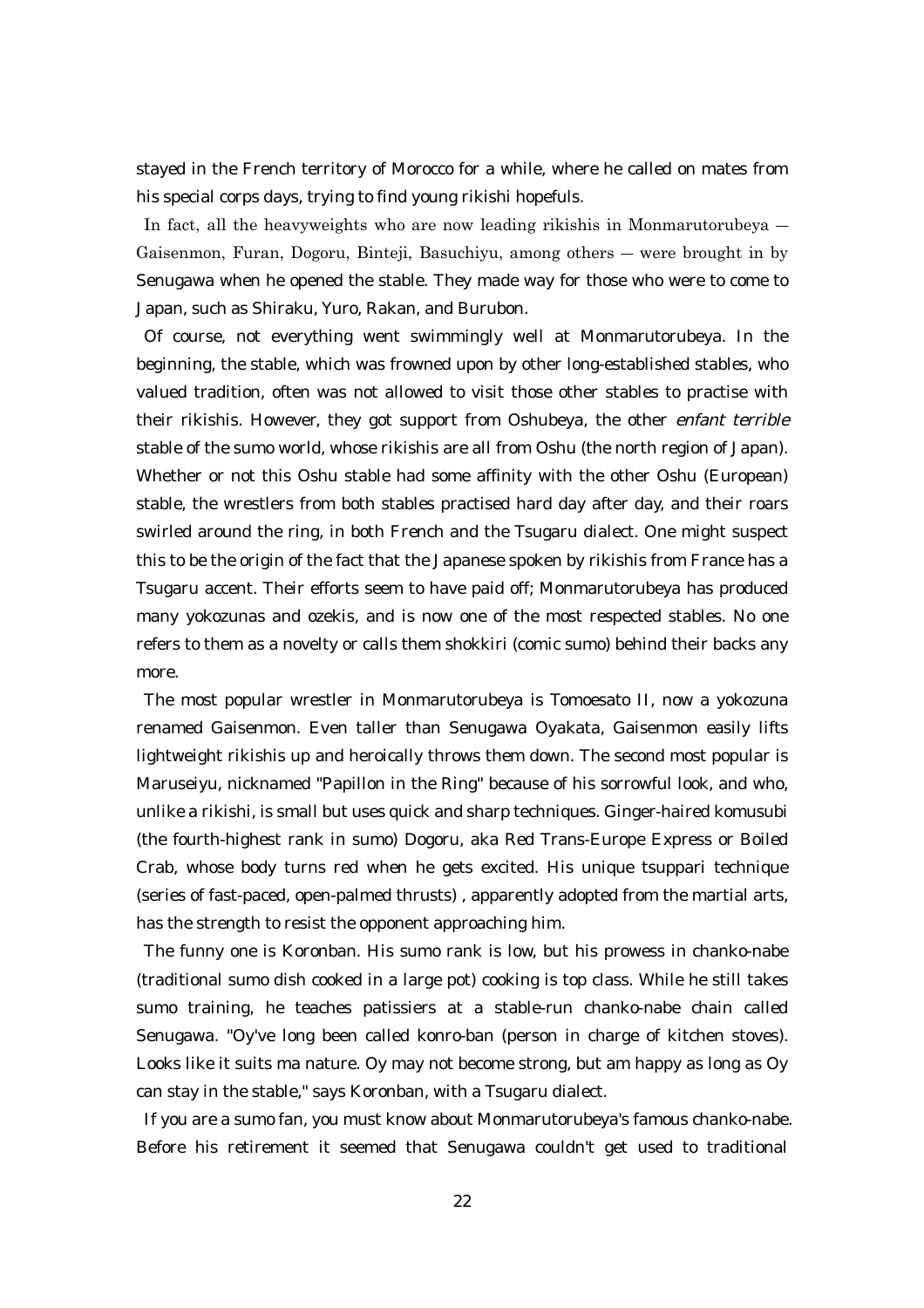stayed in the French territory of Morocco for a while, where he called on mates from his special corps days, trying to find young rikishi hopefuls.

In fact, all the heavyweights who are now leading rikishis in Monmarutorubeya — Gaisenmon, Furan, Dogoru, Binteji, Basuchiyu, among others — were brought in by Senugawa when he opened the stable. They made way for those who were to come to Japan, such as Shiraku, Yuro, Rakan, and Burubon.

Of course, not everything went swimmingly well at Monmarutorubeya. In the beginning, the stable, which was frowned upon by other long-established stables, who valued tradition, often was not allowed to visit those other stables to practise with their rikishis. However, they got support from Oshubeya, the other *enfant terrible* stable of the sumo world, whose rikishis are all from Oshu (the north region of Japan). Whether or not this Oshu stable had some affinity with the other Oshu (European) stable, the wrestlers from both stables practised hard day after day, and their roars swirled around the ring, in both French and the Tsugaru dialect. One might suspect this to be the origin of the fact that the Japanese spoken by rikishis from France has a Tsugaru accent. Their efforts seem to have paid off; Monmarutorubeya has produced many yokozunas and ozekis, and is now one of the most respected stables. No one refers to them as a novelty or calls them shokkiri (comic sumo) behind their backs any more.

The most popular wrestler in Monmarutorubeya is Tomoesato II, now a yokozuna renamed Gaisenmon. Even taller than Senugawa Oyakata, Gaisenmon easily lifts lightweight rikishis up and heroically throws them down. The second most popular is Maruseiyu, nicknamed "Papillon in the Ring" because of his sorrowful look, and who, unlike a rikishi, is small but uses quick and sharp techniques. Ginger-haired komusubi (the fourth-highest rank in sumo) Dogoru, aka Red Trans-Europe Express or Boiled Crab, whose body turns red when he gets excited. His unique tsuppari technique (series of fast-paced, open-palmed thrusts) , apparently adopted from the martial arts, has the strength to resist the opponent approaching him.

The funny one is Koronban. His sumo rank is low, but his prowess in chanko-nabe (traditional sumo dish cooked in a large pot) cooking is top class. While he still takes sumo training, he teaches patissiers at a stable-run chanko-nabe chain called Senugawa. "Oy've long been called konro-ban (person in charge of kitchen stoves). Looks like it suits ma nature. Oy may not become strong, but am happy as long as Oy can stay in the stable," says Koronban, with a Tsugaru dialect.

If you are a sumo fan, you must know about Monmarutorubeya's famous chanko-nabe. Before his retirement it seemed that Senugawa couldn't get used to traditional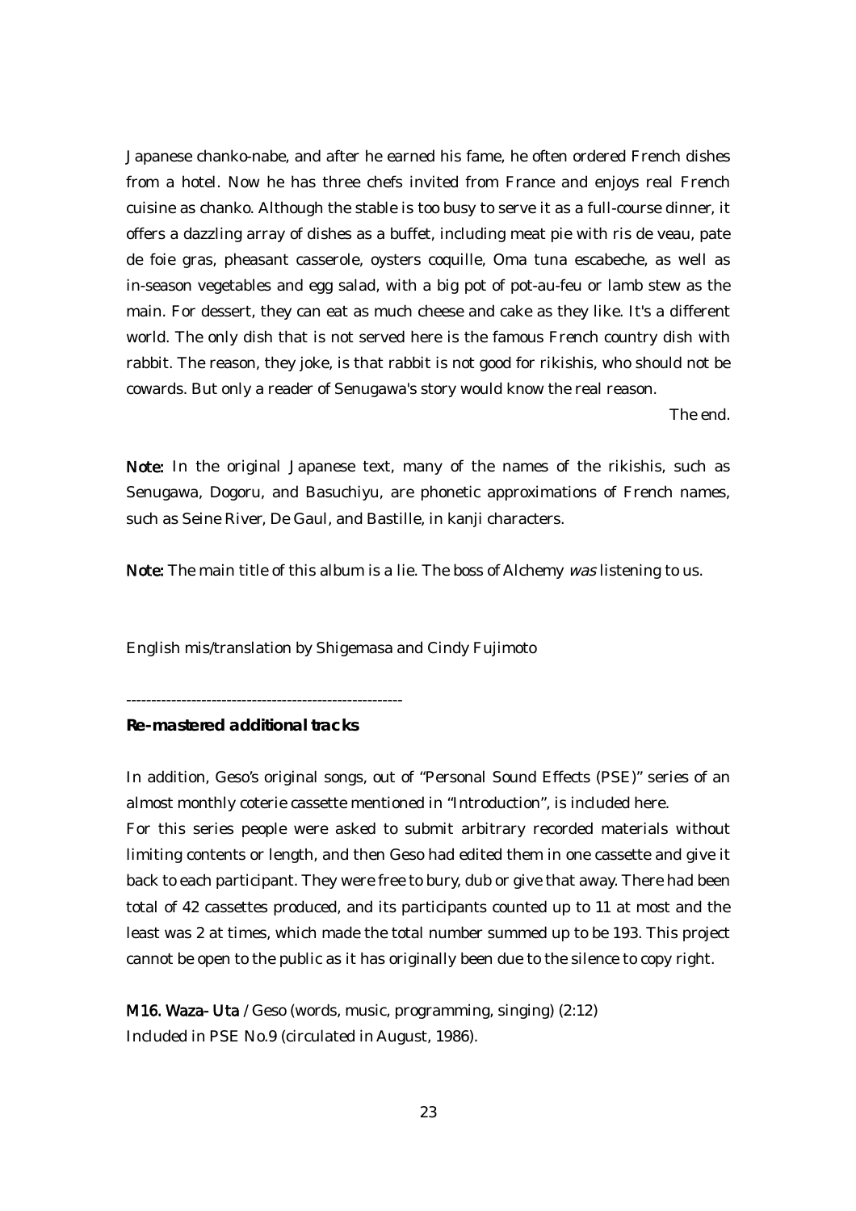Japanese chanko-nabe, and after he earned his fame, he often ordered French dishes from a hotel. Now he has three chefs invited from France and enjoys real French cuisine as chanko. Although the stable is too busy to serve it as a full-course dinner, it offers a dazzling array of dishes as a buffet, including meat pie with ris de veau, pate de foie gras, pheasant casserole, oysters coquille, Oma tuna escabeche, as well as in-season vegetables and egg salad, with a big pot of pot-au-feu or lamb stew as the main. For dessert, they can eat as much cheese and cake as they like. It's a different world. The only dish that is not served here is the famous French country dish with rabbit. The reason, they joke, is that rabbit is not good for rikishis, who should not be cowards. But only a reader of Senugawa's story would know the real reason.

The end.

**Note:** In the original Japanese text, many of the names of the rikishis, such as Senugawa, Dogoru, and Basuchiyu, are phonetic approximations of French names, such as Seine River, De Gaul, and Bastille, in kanji characters.

**Note:** The main title of this album is a lie. The boss of Alchemy *was* listening to us.

English mis/translation by Shigemasa and Cindy Fujimoto

---

**Re-mastered additional tracks**

In addition, Geso's original songs, out of "Personal Sound Effects (PSE)" series of an almost monthly coterie cassette mentioned in "Introduction", is included here.
For this series people were asked to submit arbitrary recorded materials without limiting contents or length, and then Geso had edited them in one cassette and give it back to each participant. They were free to bury, dub or give that away. There had been total of 42 cassettes produced, and its participants counted up to 11 at most and the least was 2 at times, which made the total number summed up to be 193. This project cannot be open to the public as it has originally been due to the silence to copy right.

**M16. Waza- Uta** / Geso (words, music, programming, singing) (2:12)
Included in PSE No.9 (circulated in August, 1986).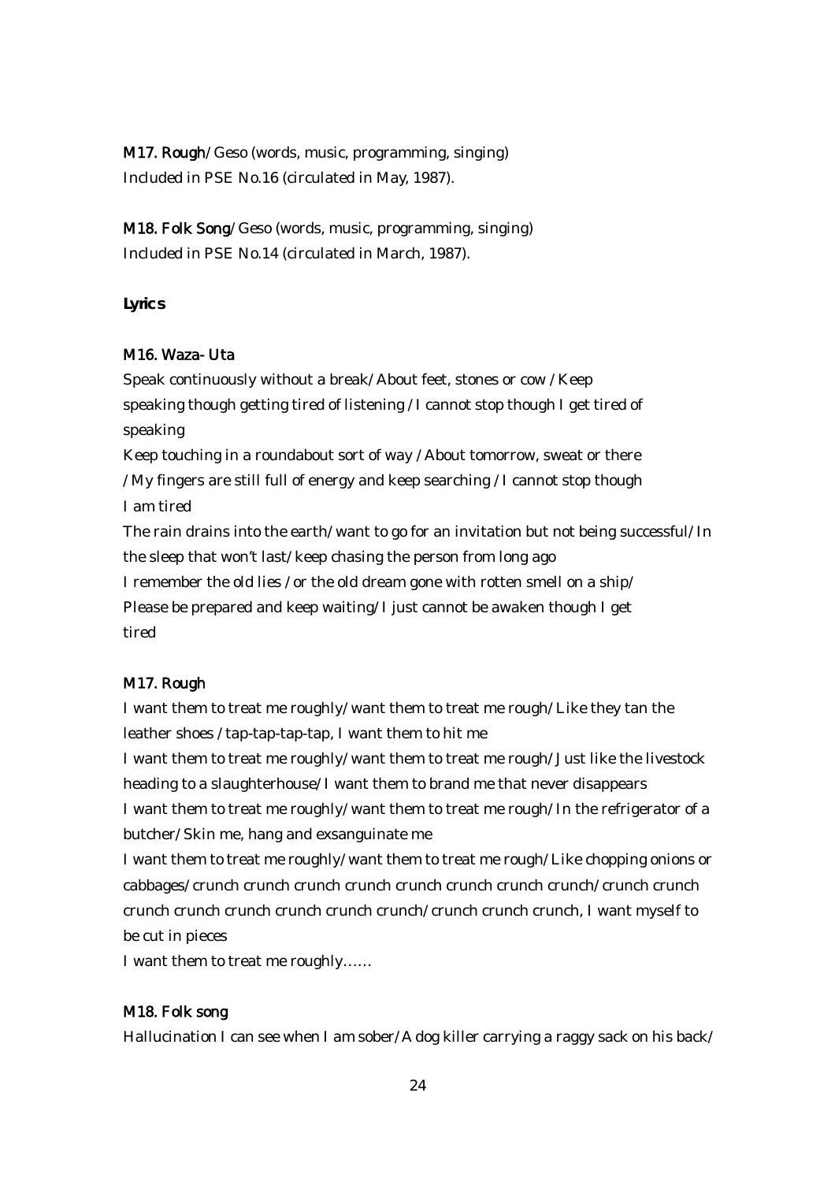**M17. Rough**/Geso (words, music, programming, singing)
Included in PSE No.16 (circulated in May, 1987).

**M18. Folk Song**/Geso (words, music, programming, singing)
Included in PSE No.14 (circulated in March, 1987).

## Lyrics

**M16. Waza- Uta**

Speak continuously without a break/About feet, stones or cow /Keep speaking though getting tired of listening /I cannot stop though I get tired of speaking

Keep touching in a roundabout sort of way /About tomorrow, sweat or there /My fingers are still full of energy and keep searching /I cannot stop though I am tired

The rain drains into the earth/want to go for an invitation but not being successful/In the sleep that won't last/keep chasing the person from long ago

I remember the old lies /or the old dream gone with rotten smell on a ship/ Please be prepared and keep waiting/I just cannot be awaken though I get tired

**M17. Rough**

I want them to treat me roughly/want them to treat me rough/Like they tan the leather shoes /tap-tap-tap-tap, I want them to hit me

I want them to treat me roughly/want them to treat me rough/Just like the livestock heading to a slaughterhouse/I want them to brand me that never disappears

I want them to treat me roughly/want them to treat me rough/In the refrigerator of a butcher/Skin me, hang and exsanguinate me

I want them to treat me roughly/want them to treat me rough/Like chopping onions or cabbages/crunch crunch crunch crunch crunch crunch crunch crunch/crunch crunch crunch crunch crunch crunch crunch crunch/crunch crunch crunch, I want myself to be cut in pieces

I want them to treat me roughly……

**M18. Folk song**

Hallucination I can see when I am sober/A dog killer carrying a raggy sack on his back/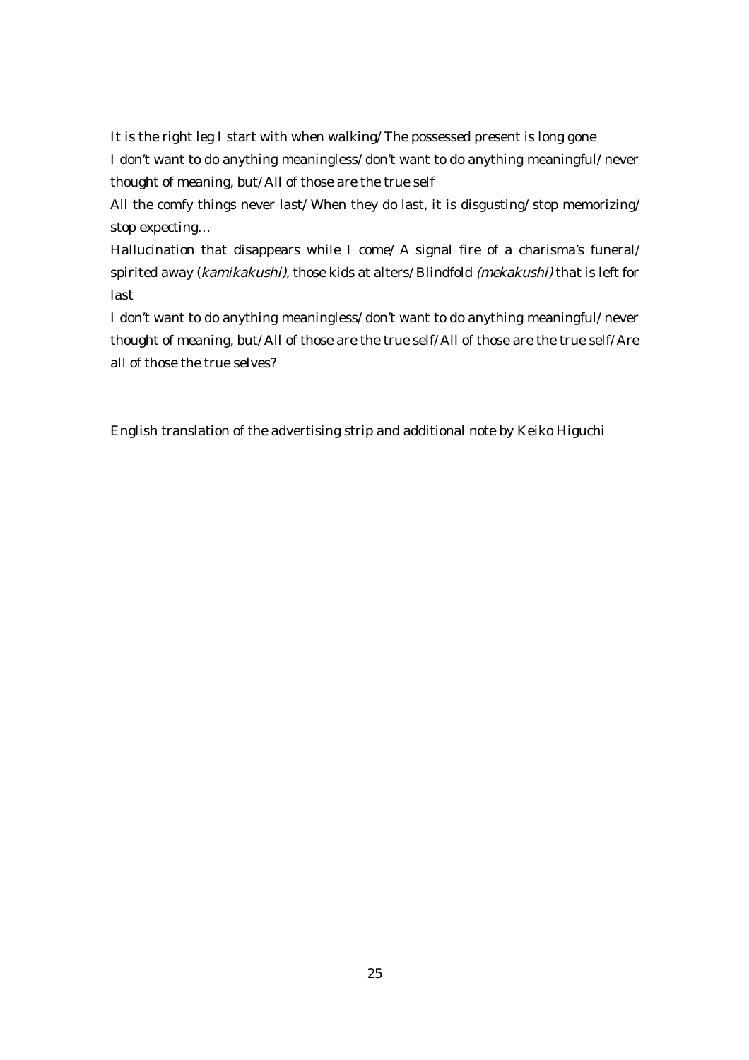It is the right leg I start with when walking/The possessed present is long gone

I don't want to do anything meaningless/don't want to do anything meaningful/never thought of meaning, but/All of those are the true self

All the comfy things never last/When they do last, it is disgusting/stop memorizing/ stop expecting…

Hallucination that disappears while I come/A signal fire of a charisma's funeral/ spirited away (*kamikakushi)*, those kids at alters/Blindfold *(mekakushi)* that is left for last

I don't want to do anything meaningless/don't want to do anything meaningful/never thought of meaning, but/All of those are the true self/All of those are the true self/Are all of those the true selves?

English translation of the advertising strip and additional note by Keiko Higuchi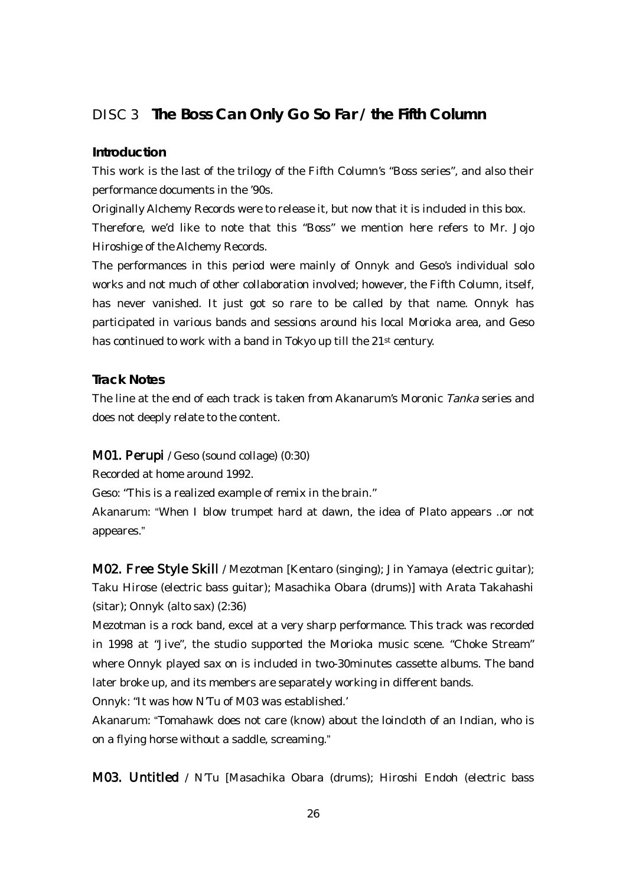## DISC 3 **The Boss Can Only Go So Far / the Fifth Column**

### Introduction

This work is the last of the trilogy of the Fifth Column's "Boss series", and also their performance documents in the '90s.

Originally Alchemy Records were to release it, but now that it is included in this box.

Therefore, we'd like to note that this "Boss" we mention here refers to Mr. Jojo Hiroshige of the Alchemy Records.

The performances in this period were mainly of Onnyk and Geso's individual solo works and not much of other collaboration involved; however, the Fifth Column, itself, has never vanished. It just got so rare to be called by that name. Onnyk has participated in various bands and sessions around his local Morioka area, and Geso has continued to work with a band in Tokyo up till the 21st century.

### Track Notes

The line at the end of each track is taken from Akanarum's Moronic *Tanka* series and does not deeply relate to the content.

**M01. Perupi** / Geso (sound collage) (0:30)

Recorded at home around 1992.

Geso: "This is a realized example of remix in the brain."

Akanarum: "When I blow trumpet hard at dawn, the idea of Plato appears ..or not appeares."

**M02. Free Style Skill** / Mezotman [Kentaro (singing); Jin Yamaya (electric guitar); Taku Hirose (electric bass guitar); Masachika Obara (drums)] with Arata Takahashi (sitar); Onnyk (alto sax) (2:36)

Mezotman is a rock band, excel at a very sharp performance. This track was recorded in 1998 at "Jive", the studio supported the Morioka music scene. "Choke Stream" where Onnyk played sax on is included in two-30minutes cassette albums. The band later broke up, and its members are separately working in different bands.

Onnyk: "It was how N'Tu of M03 was established.'

Akanarum: "Tomahawk does not care (know) about the loincloth of an Indian, who is on a flying horse without a saddle, screaming."

**M03. Untitled** / N'Tu [Masachika Obara (drums); Hiroshi Endoh (electric bass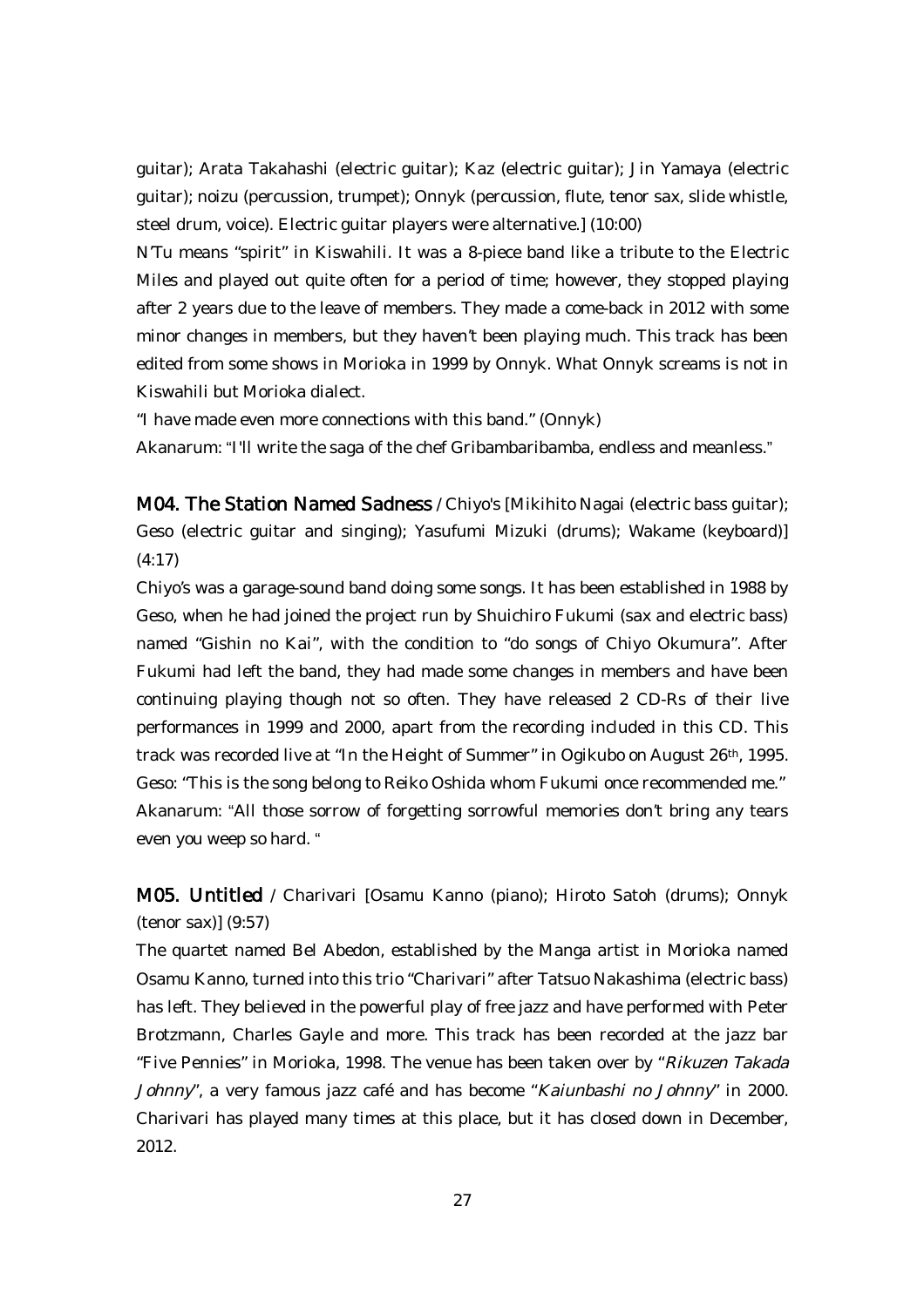guitar); Arata Takahashi (electric guitar); Kaz (electric guitar); Jin Yamaya (electric guitar); noizu (percussion, trumpet); Onnyk (percussion, flute, tenor sax, slide whistle, steel drum, voice). Electric guitar players were alternative.] (10:00)

N'Tu means "spirit" in Kiswahili. It was a 8-piece band like a tribute to the Electric Miles and played out quite often for a period of time; however, they stopped playing after 2 years due to the leave of members. They made a come-back in 2012 with some minor changes in members, but they haven't been playing much. This track has been edited from some shows in Morioka in 1999 by Onnyk. What Onnyk screams is not in Kiswahili but Morioka dialect.

"I have made even more connections with this band." (Onnyk)

Akanarum: "I'll write the saga of the chef Gribambaribamba, endless and meanless."

**M04. The Station Named Sadness** / Chiyo's [Mikihito Nagai (electric bass guitar); Geso (electric guitar and singing); Yasufumi Mizuki (drums); Wakame (keyboard)] (4:17)

Chiyo's was a garage-sound band doing some songs. It has been established in 1988 by Geso, when he had joined the project run by Shuichiro Fukumi (sax and electric bass) named "Gishin no Kai", with the condition to "do songs of Chiyo Okumura". After Fukumi had left the band, they had made some changes in members and have been continuing playing though not so often. They have released 2 CD-Rs of their live performances in 1999 and 2000, apart from the recording included in this CD. This track was recorded live at "In the Height of Summer" in Ogikubo on August 26th, 1995.

Geso: "This is the song belong to Reiko Oshida whom Fukumi once recommended me."

Akanarum: "All those sorrow of forgetting sorrowful memories don't bring any tears even you weep so hard. "

**M05. Untitled** / Charivari [Osamu Kanno (piano); Hiroto Satoh (drums); Onnyk (tenor sax)] (9:57)

The quartet named Bel Abedon, established by the Manga artist in Morioka named Osamu Kanno, turned into this trio "Charivari" after Tatsuo Nakashima (electric bass) has left. They believed in the powerful play of free jazz and have performed with Peter Brotzmann, Charles Gayle and more. This track has been recorded at the jazz bar "Five Pennies" in Morioka, 1998. The venue has been taken over by "*Rikuzen Takada Johnny*", a very famous jazz café and has become "*Kaiunbashi no Johnny*" in 2000. Charivari has played many times at this place, but it has closed down in December, 2012.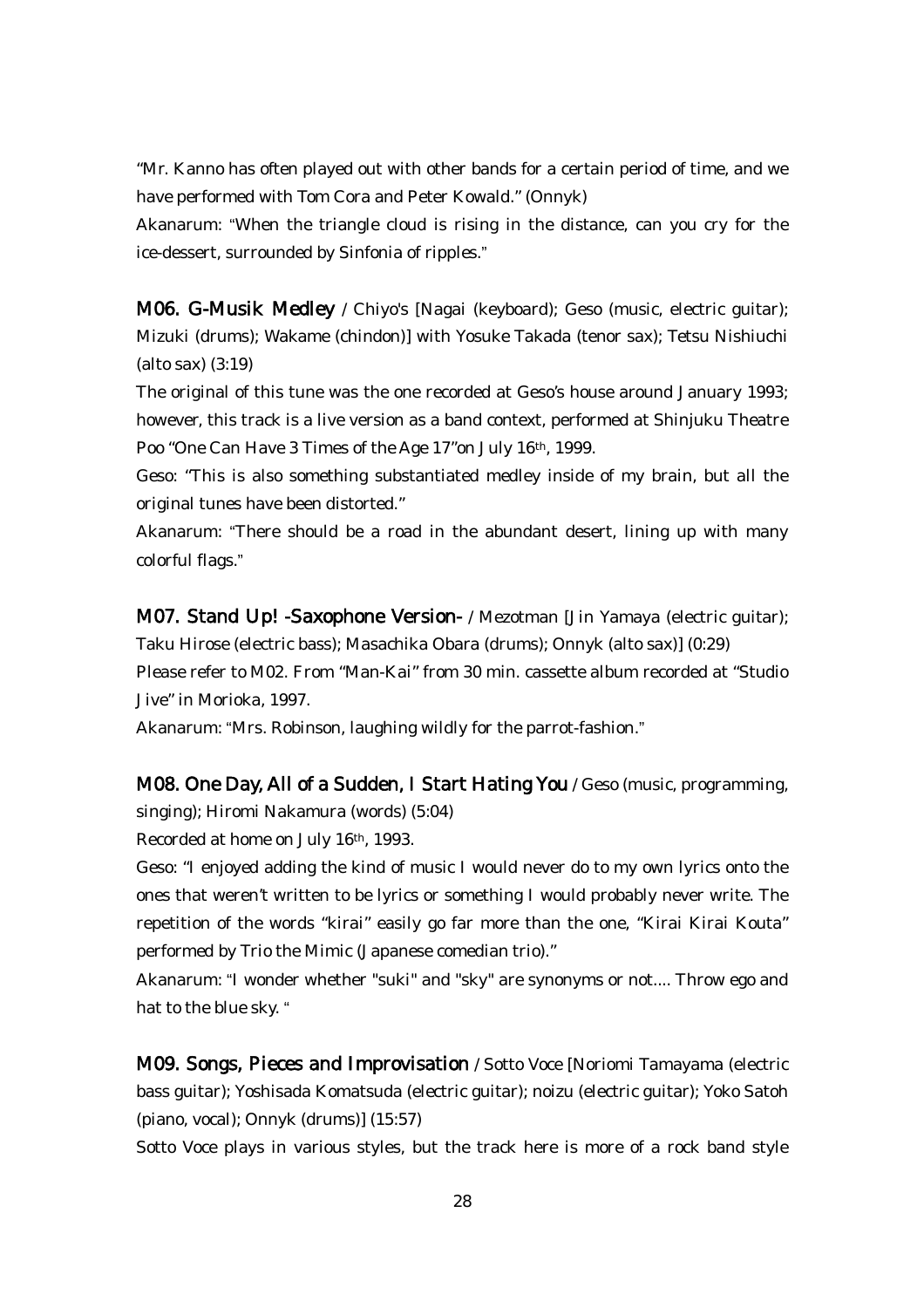"Mr. Kanno has often played out with other bands for a certain period of time, and we have performed with Tom Cora and Peter Kowald." (Onnyk)

Akanarum: "When the triangle cloud is rising in the distance, can you cry for the ice-dessert, surrounded by Sinfonia of ripples."

**M06. G-Musik Medley** / Chiyo's [Nagai (keyboard); Geso (music, electric guitar); Mizuki (drums); Wakame (chindon)] with Yosuke Takada (tenor sax); Tetsu Nishiuchi (alto sax) (3:19)

The original of this tune was the one recorded at Geso's house around January 1993; however, this track is a live version as a band context, performed at Shinjuku Theatre Poo "One Can Have 3 Times of the Age 17"on July 16th, 1999.

Geso: "This is also something substantiated medley inside of my brain, but all the original tunes have been distorted."

Akanarum: "There should be a road in the abundant desert, lining up with many colorful flags."

**M07. Stand Up! -Saxophone Version-** / Mezotman [Jin Yamaya (electric guitar); Taku Hirose (electric bass); Masachika Obara (drums); Onnyk (alto sax)] (0:29)

Please refer to M02. From "Man-Kai" from 30 min. cassette album recorded at "Studio Jive" in Morioka, 1997.

Akanarum: "Mrs. Robinson, laughing wildly for the parrot-fashion."

**M08. One Day, All of a Sudden, I Start Hating You** / Geso (music, programming, singing); Hiromi Nakamura (words) (5:04)

Recorded at home on July 16th, 1993.

Geso: "I enjoyed adding the kind of music I would never do to my own lyrics onto the ones that weren't written to be lyrics or something I would probably never write. The repetition of the words "kirai" easily go far more than the one, "Kirai Kirai Kouta" performed by Trio the Mimic (Japanese comedian trio)."

Akanarum: "I wonder whether "suki" and "sky" are synonyms or not.... Throw ego and hat to the blue sky. "

**M09. Songs, Pieces and Improvisation** / Sotto Voce [Noriomi Tamayama (electric bass guitar); Yoshisada Komatsuda (electric guitar); noizu (electric guitar); Yoko Satoh (piano, vocal); Onnyk (drums)] (15:57)

Sotto Voce plays in various styles, but the track here is more of a rock band style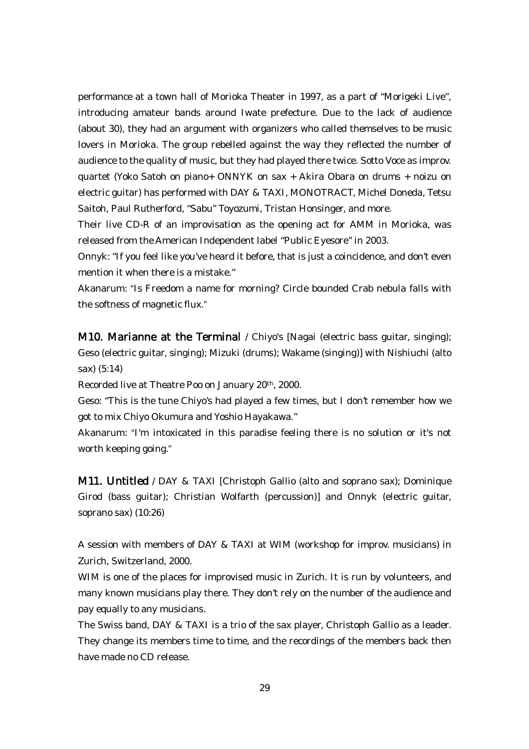performance at a town hall of Morioka Theater in 1997, as a part of "Morigeki Live", introducing amateur bands around Iwate prefecture. Due to the lack of audience (about 30), they had an argument with organizers who called themselves to be music lovers in Morioka. The group rebelled against the way they reflected the number of audience to the quality of music, but they had played there twice. Sotto Voce as improv. quartet (Yoko Satoh on piano+ ONNYK on sax + Akira Obara on drums + noizu on electric guitar) has performed with DAY & TAXI, MONOTRACT, Michel Doneda, Tetsu Saitoh, Paul Rutherford, "Sabu" Toyozumi, Tristan Honsinger, and more.

Their live CD-R of an improvisation as the opening act for AMM in Morioka, was released from the American Independent label "Public Eyesore" in 2003.

Onnyk: "If you feel like you've heard it before, that is just a coincidence, and don't even mention it when there is a mistake."

Akanarum: "Is Freedom a name for morning? Circle bounded Crab nebula falls with the softness of magnetic flux."

**M10. Marianne at the Terminal** / Chiyo's [Nagai (electric bass guitar, singing); Geso (electric guitar, singing); Mizuki (drums); Wakame (singing)] with Nishiuchi (alto sax) (5:14)

Recorded live at Theatre Poo on January 20th, 2000.

Geso: "This is the tune Chiyo's had played a few times, but I don't remember how we got to mix Chiyo Okumura and Yoshio Hayakawa."

Akanarum: "I'm intoxicated in this paradise feeling there is no solution or it's not worth keeping going."

**M11. Untitled** / DAY & TAXI [Christoph Gallio (alto and soprano sax); Dominique Girod (bass guitar); Christian Wolfarth (percussion)] and Onnyk (electric guitar, soprano sax) (10:26)

A session with members of DAY & TAXI at WIM (workshop for improv. musicians) in Zurich, Switzerland, 2000.

WIM is one of the places for improvised music in Zurich. It is run by volunteers, and many known musicians play there. They don't rely on the number of the audience and pay equally to any musicians.

The Swiss band, DAY & TAXI is a trio of the sax player, Christoph Gallio as a leader. They change its members time to time, and the recordings of the members back then have made no CD release.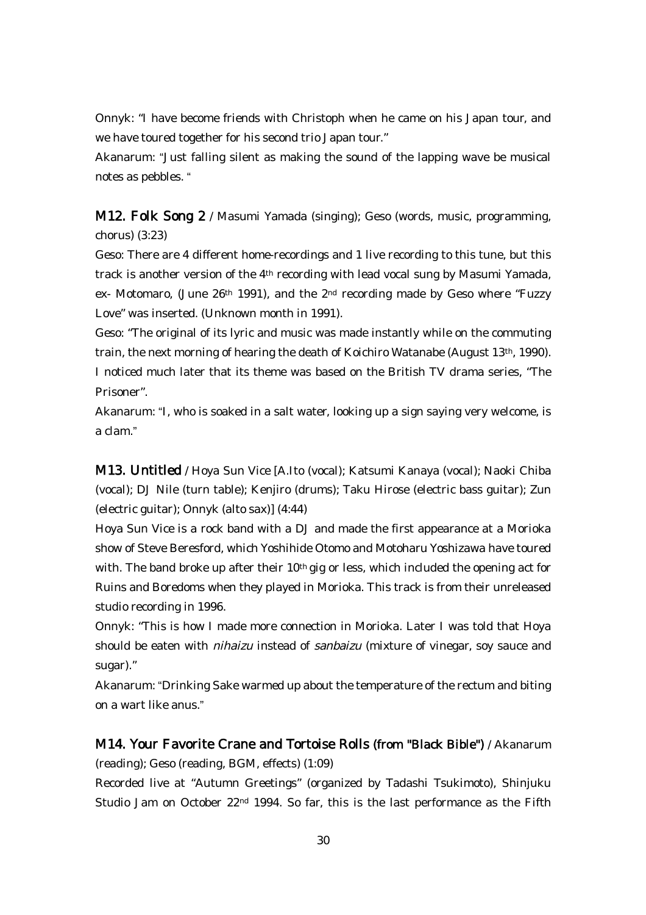Onnyk: "I have become friends with Christoph when he came on his Japan tour, and we have toured together for his second trio Japan tour."

Akanarum: "Just falling silent as making the sound of the lapping wave be musical notes as pebbles. "

**M12. Folk Song 2** / Masumi Yamada (singing); Geso (words, music, programming, chorus) (3:23)

Geso: There are 4 different home-recordings and 1 live recording to this tune, but this track is another version of the 4th recording with lead vocal sung by Masumi Yamada, ex- Motomaro, (June 26th 1991), and the 2nd recording made by Geso where "Fuzzy Love" was inserted. (Unknown month in 1991).

Geso: "The original of its lyric and music was made instantly while on the commuting train, the next morning of hearing the death of Koichiro Watanabe (August 13th, 1990). I noticed much later that its theme was based on the British TV drama series, "The Prisoner".

Akanarum: "I, who is soaked in a salt water, looking up a sign saying very welcome, is a clam."

**M13. Untitled** / Hoya Sun Vice [A.Ito (vocal); Katsumi Kanaya (vocal); Naoki Chiba (vocal); DJ Nile (turn table); Kenjiro (drums); Taku Hirose (electric bass guitar); Zun (electric guitar); Onnyk (alto sax)] (4:44)

Hoya Sun Vice is a rock band with a DJ and made the first appearance at a Morioka show of Steve Beresford, which Yoshihide Otomo and Motoharu Yoshizawa have toured with. The band broke up after their 10th gig or less, which included the opening act for Ruins and Boredoms when they played in Morioka. This track is from their unreleased studio recording in 1996.

Onnyk: "This is how I made more connection in Morioka. Later I was told that Hoya should be eaten with *nihaizu* instead of *sanbaizu* (mixture of vinegar, soy sauce and sugar)."

Akanarum: "Drinking Sake warmed up about the temperature of the rectum and biting on a wart like anus."

**M14. Your Favorite Crane and Tortoise Rolls (from "Black Bible")** / Akanarum (reading); Geso (reading, BGM, effects) (1:09)

Recorded live at "Autumn Greetings" (organized by Tadashi Tsukimoto), Shinjuku Studio Jam on October 22nd 1994. So far, this is the last performance as the Fifth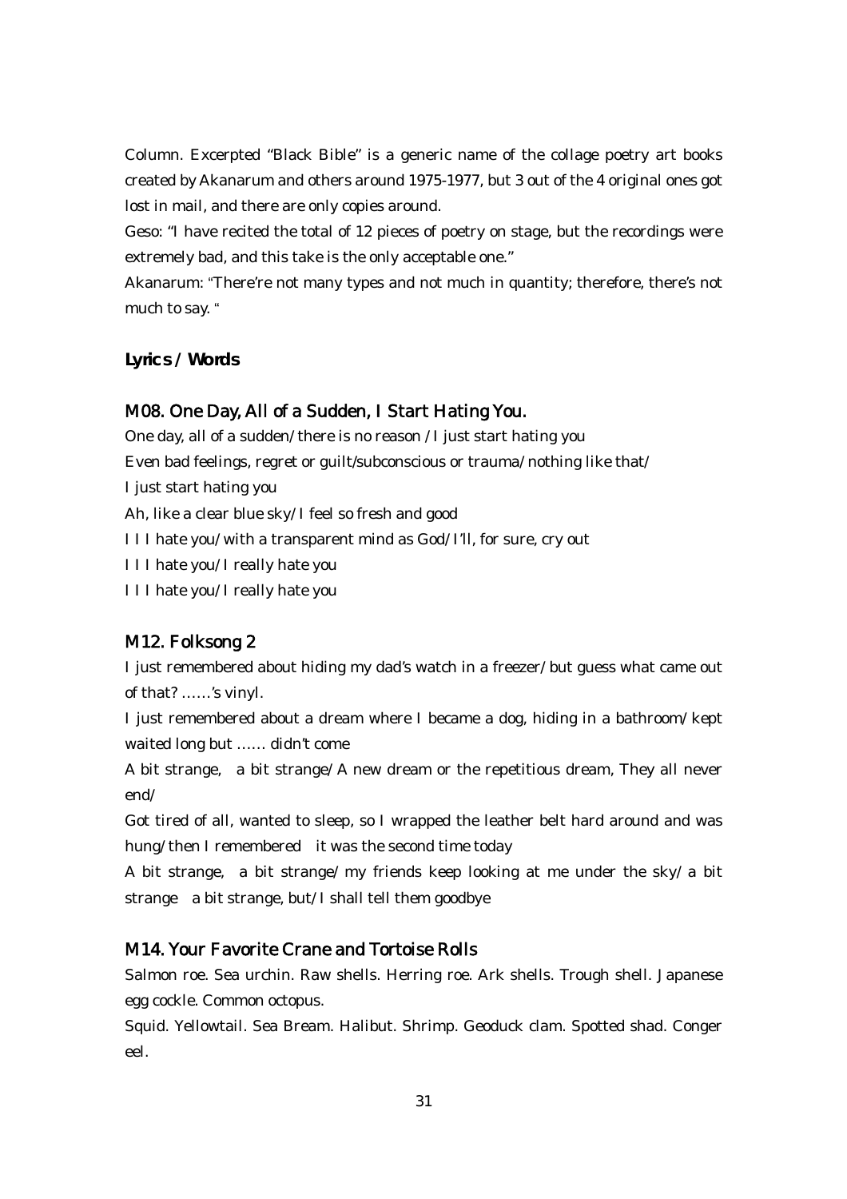Column. Excerpted "Black Bible" is a generic name of the collage poetry art books created by Akanarum and others around 1975-1977, but 3 out of the 4 original ones got lost in mail, and there are only copies around.

Geso: "I have recited the total of 12 pieces of poetry on stage, but the recordings were extremely bad, and this take is the only acceptable one."

Akanarum: "There're not many types and not much in quantity; therefore, there's not much to say. "

## Lyrics / Words

### M08. One Day, All of a Sudden, I Start Hating You.

One day, all of a sudden/there is no reason /I just start hating you

Even bad feelings, regret or guilt/subconscious or trauma/nothing like that/

I just start hating you

Ah, like a clear blue sky/I feel so fresh and good

I I I hate you/with a transparent mind as God/I'll, for sure, cry out

I I I hate you/I really hate you

I I I hate you/I really hate you

### M12. Folksong 2

I just remembered about hiding my dad's watch in a freezer/but guess what came out of that? ……'s vinyl.

I just remembered about a dream where I became a dog, hiding in a bathroom/kept waited long but …… didn't come

A bit strange, a bit strange/A new dream or the repetitious dream, They all never end/

Got tired of all, wanted to sleep, so I wrapped the leather belt hard around and was hung/then I remembered it was the second time today

A bit strange, a bit strange/my friends keep looking at me under the sky/a bit strange a bit strange, but/I shall tell them goodbye

### M14. Your Favorite Crane and Tortoise Rolls

Salmon roe. Sea urchin. Raw shells. Herring roe. Ark shells. Trough shell. Japanese egg cockle. Common octopus.

Squid. Yellowtail. Sea Bream. Halibut. Shrimp. Geoduck clam. Spotted shad. Conger eel.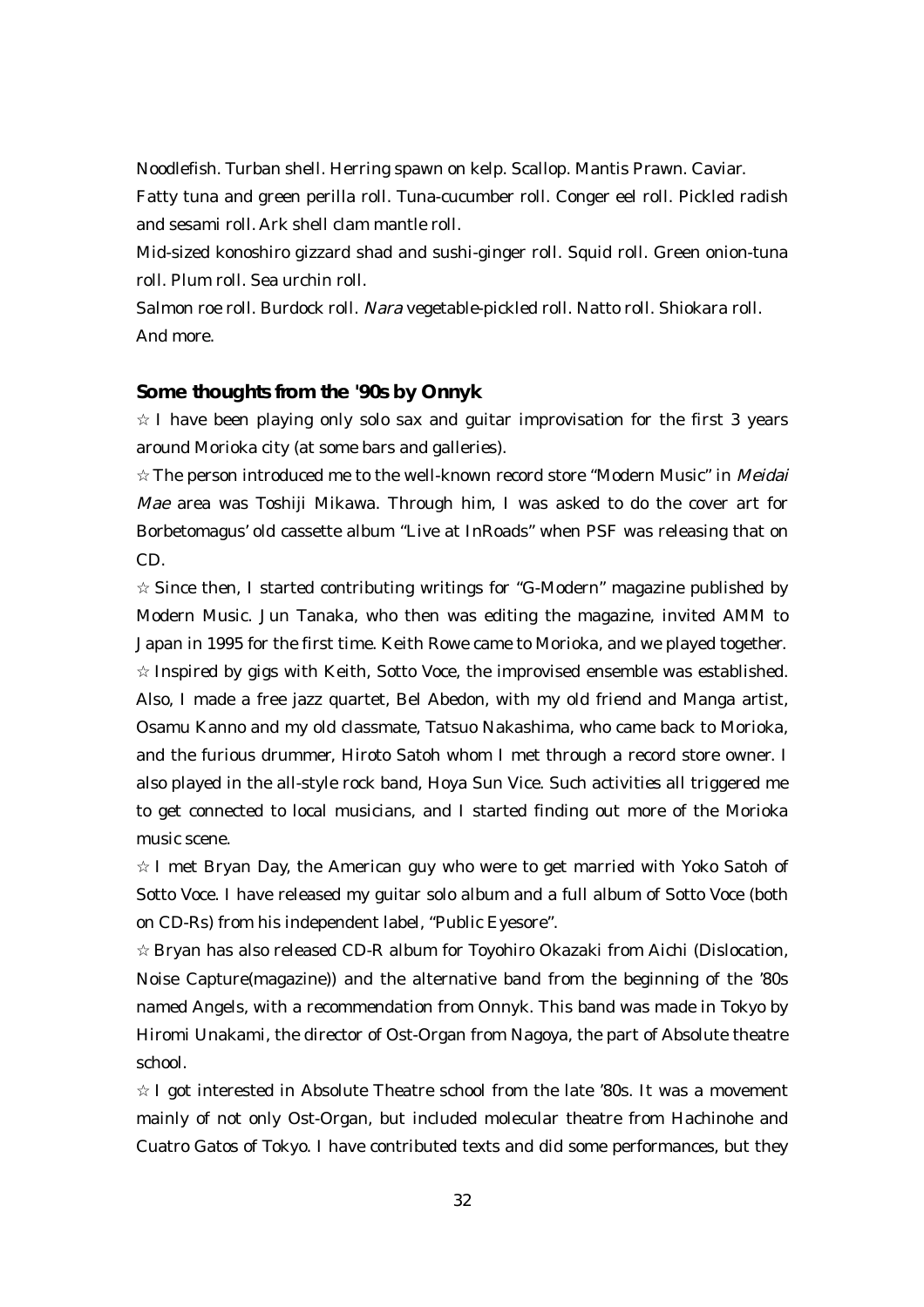Noodlefish. Turban shell. Herring spawn on kelp. Scallop. Mantis Prawn. Caviar.

Fatty tuna and green perilla roll. Tuna-cucumber roll. Conger eel roll. Pickled radish and sesami roll. Ark shell clam mantle roll.

Mid-sized konoshiro gizzard shad and sushi-ginger roll. Squid roll. Green onion-tuna roll. Plum roll. Sea urchin roll.

Salmon roe roll. Burdock roll. *Nara* vegetable-pickled roll. Natto roll. Shiokara roll.

And more.

## Some thoughts from the '90s by Onnyk

☆ I have been playing only solo sax and guitar improvisation for the first 3 years around Morioka city (at some bars and galleries).

☆ The person introduced me to the well-known record store "Modern Music" in *Meidai Mae* area was Toshiji Mikawa. Through him, I was asked to do the cover art for Borbetomagus' old cassette album "Live at InRoads" when PSF was releasing that on CD.

☆ Since then, I started contributing writings for "G-Modern" magazine published by Modern Music. Jun Tanaka, who then was editing the magazine, invited AMM to Japan in 1995 for the first time. Keith Rowe came to Morioka, and we played together.

☆ Inspired by gigs with Keith, Sotto Voce, the improvised ensemble was established. Also, I made a free jazz quartet, Bel Abedon, with my old friend and Manga artist, Osamu Kanno and my old classmate, Tatsuo Nakashima, who came back to Morioka, and the furious drummer, Hiroto Satoh whom I met through a record store owner. I also played in the all-style rock band, Hoya Sun Vice. Such activities all triggered me to get connected to local musicians, and I started finding out more of the Morioka music scene.

☆ I met Bryan Day, the American guy who were to get married with Yoko Satoh of Sotto Voce. I have released my guitar solo album and a full album of Sotto Voce (both on CD-Rs) from his independent label, "Public Eyesore".

☆ Bryan has also released CD-R album for Toyohiro Okazaki from Aichi (Dislocation, Noise Capture(magazine)) and the alternative band from the beginning of the '80s named Angels, with a recommendation from Onnyk. This band was made in Tokyo by Hiromi Unakami, the director of Ost-Organ from Nagoya, the part of Absolute theatre school.

☆ I got interested in Absolute Theatre school from the late '80s. It was a movement mainly of not only Ost-Organ, but included molecular theatre from Hachinohe and Cuatro Gatos of Tokyo. I have contributed texts and did some performances, but they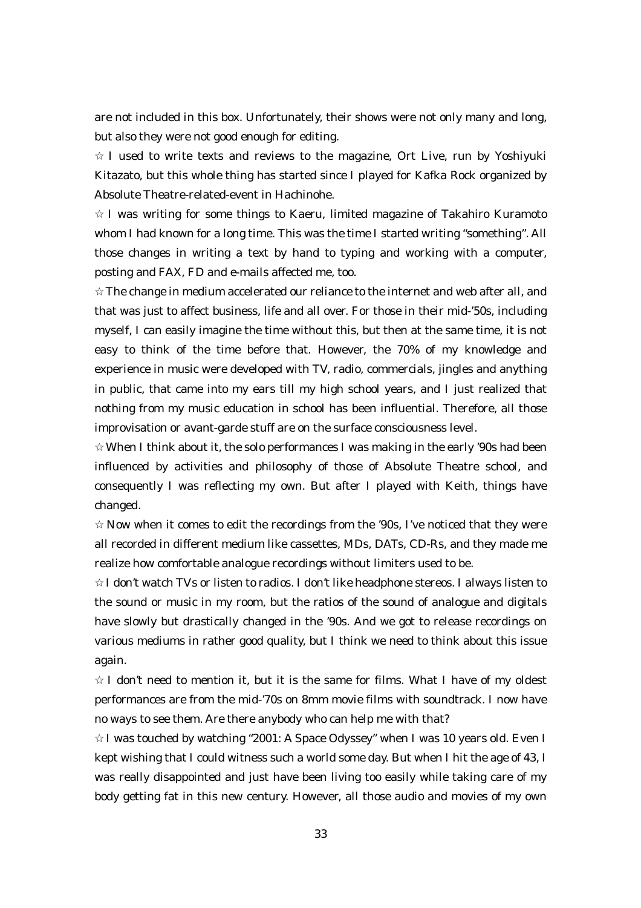are not included in this box. Unfortunately, their shows were not only many and long, but also they were not good enough for editing.

☆ I used to write texts and reviews to the magazine, Ort Live, run by Yoshiyuki Kitazato, but this whole thing has started since I played for Kafka Rock organized by Absolute Theatre-related-event in Hachinohe.

☆ I was writing for some things to Kaeru, limited magazine of Takahiro Kuramoto whom I had known for a long time. This was the time I started writing "something". All those changes in writing a text by hand to typing and working with a computer, posting and FAX, FD and e-mails affected me, too.

☆ The change in medium accelerated our reliance to the internet and web after all, and that was just to affect business, life and all over. For those in their mid-'50s, including myself, I can easily imagine the time without this, but then at the same time, it is not easy to think of the time before that. However, the 70% of my knowledge and experience in music were developed with TV, radio, commercials, jingles and anything in public, that came into my ears till my high school years, and I just realized that nothing from my music education in school has been influential. Therefore, all those improvisation or avant-garde stuff are on the surface consciousness level.

☆ When I think about it, the solo performances I was making in the early '90s had been influenced by activities and philosophy of those of Absolute Theatre school, and consequently I was reflecting my own. But after I played with Keith, things have changed.

☆ Now when it comes to edit the recordings from the '90s, I've noticed that they were all recorded in different medium like cassettes, MDs, DATs, CD-Rs, and they made me realize how comfortable analogue recordings without limiters used to be.

☆ I don't watch TVs or listen to radios. I don't like headphone stereos. I always listen to the sound or music in my room, but the ratios of the sound of analogue and digitals have slowly but drastically changed in the '90s. And we got to release recordings on various mediums in rather good quality, but I think we need to think about this issue again.

☆ I don't need to mention it, but it is the same for films. What I have of my oldest performances are from the mid-'70s on 8mm movie films with soundtrack. I now have no ways to see them. Are there anybody who can help me with that?

☆ I was touched by watching "2001: A Space Odyssey" when I was 10 years old. Even I kept wishing that I could witness such a world some day. But when I hit the age of 43, I was really disappointed and just have been living too easily while taking care of my body getting fat in this new century. However, all those audio and movies of my own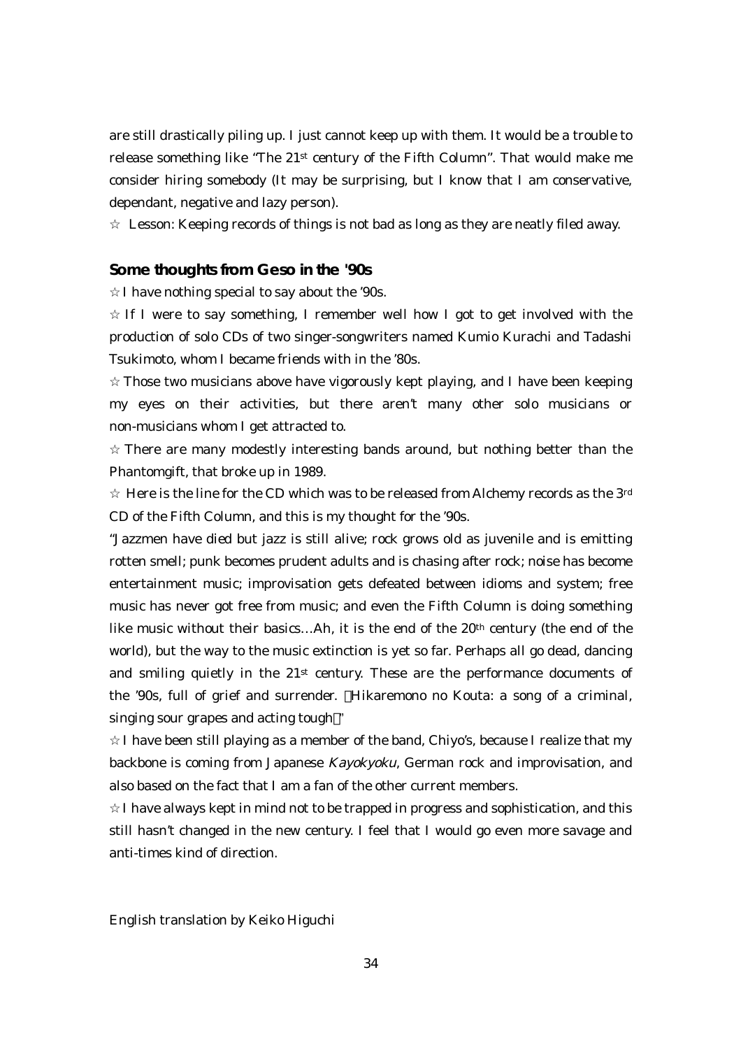are still drastically piling up. I just cannot keep up with them. It would be a trouble to release something like "The 21st century of the Fifth Column". That would make me consider hiring somebody (It may be surprising, but I know that I am conservative, dependant, negative and lazy person).

☆ Lesson: Keeping records of things is not bad as long as they are neatly filed away.

### Some thoughts from Geso in the '90s

☆ I have nothing special to say about the '90s.

☆ If I were to say something, I remember well how I got to get involved with the production of solo CDs of two singer-songwriters named Kumio Kurachi and Tadashi Tsukimoto, whom I became friends with in the '80s.

☆ Those two musicians above have vigorously kept playing, and I have been keeping my eyes on their activities, but there aren't many other solo musicians or non-musicians whom I get attracted to.

☆ There are many modestly interesting bands around, but nothing better than the Phantomgift, that broke up in 1989.

☆ Here is the line for the CD which was to be released from Alchemy records as the 3rd CD of the Fifth Column, and this is my thought for the '90s.

"Jazzmen have died but jazz is still alive; rock grows old as juvenile and is emitting rotten smell; punk becomes prudent adults and is chasing after rock; noise has become entertainment music; improvisation gets defeated between idioms and system; free music has never got free from music; and even the Fifth Column is doing something like music without their basics…Ah, it is the end of the 20th century (the end of the world), but the way to the music extinction is yet so far. Perhaps all go dead, dancing and smiling quietly in the 21st century. These are the performance documents of the '90s, full of grief and surrender. (Hikaremono no Kouta: a song of a criminal, singing sour grapes and acting tough)"

☆ I have been still playing as a member of the band, Chiyo's, because I realize that my backbone is coming from Japanese *Kayokyoku*, German rock and improvisation, and also based on the fact that I am a fan of the other current members.

☆ I have always kept in mind not to be trapped in progress and sophistication, and this still hasn't changed in the new century. I feel that I would go even more savage and anti-times kind of direction.

English translation by Keiko Higuchi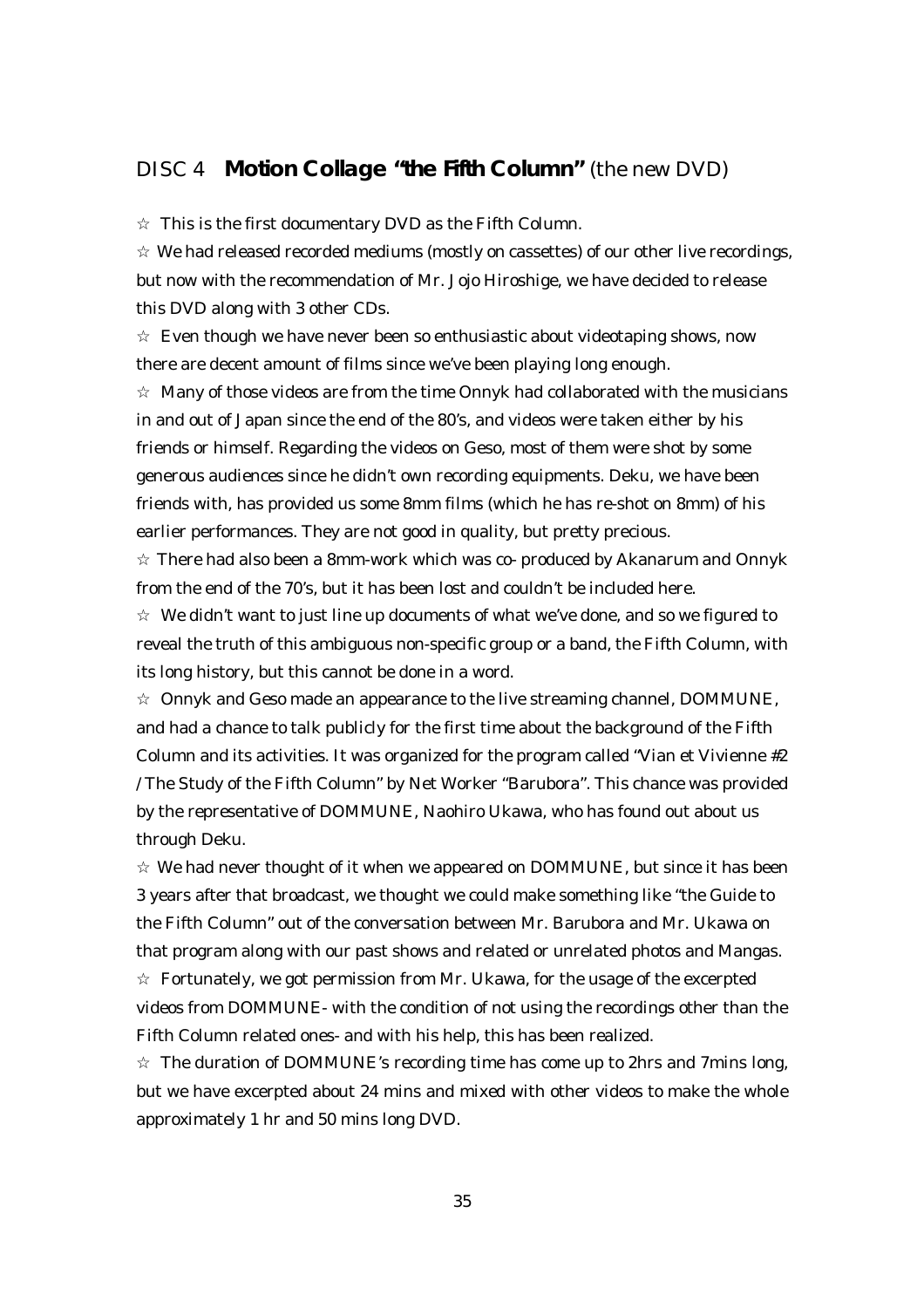## DISC 4 **Motion Collage "the Fifth Column"** (the new DVD)

☆ This is the first documentary DVD as the Fifth Column.

☆ We had released recorded mediums (mostly on cassettes) of our other live recordings, but now with the recommendation of Mr. Jojo Hiroshige, we have decided to release this DVD along with 3 other CDs.

☆ Even though we have never been so enthusiastic about videotaping shows, now there are decent amount of films since we've been playing long enough.

☆ Many of those videos are from the time Onnyk had collaborated with the musicians in and out of Japan since the end of the 80's, and videos were taken either by his friends or himself. Regarding the videos on Geso, most of them were shot by some generous audiences since he didn't own recording equipments. Deku, we have been friends with, has provided us some 8mm films (which he has re-shot on 8mm) of his earlier performances. They are not good in quality, but pretty precious.

☆ There had also been a 8mm-work which was co- produced by Akanarum and Onnyk from the end of the 70's, but it has been lost and couldn't be included here.

☆ We didn't want to just line up documents of what we've done, and so we figured to reveal the truth of this ambiguous non-specific group or a band, the Fifth Column, with its long history, but this cannot be done in a word.

☆ Onnyk and Geso made an appearance to the live streaming channel, DOMMUNE, and had a chance to talk publicly for the first time about the background of the Fifth Column and its activities. It was organized for the program called "Vian et Vivienne #2 / The Study of the Fifth Column" by Net Worker "Barubora". This chance was provided by the representative of DOMMUNE, Naohiro Ukawa, who has found out about us through Deku.

☆ We had never thought of it when we appeared on DOMMUNE, but since it has been 3 years after that broadcast, we thought we could make something like "the Guide to the Fifth Column" out of the conversation between Mr. Barubora and Mr. Ukawa on that program along with our past shows and related or unrelated photos and Mangas.

☆ Fortunately, we got permission from Mr. Ukawa, for the usage of the excerpted videos from DOMMUNE- with the condition of not using the recordings other than the Fifth Column related ones- and with his help, this has been realized.

☆ The duration of DOMMUNE's recording time has come up to 2hrs and 7mins long, but we have excerpted about 24 mins and mixed with other videos to make the whole approximately 1 hr and 50 mins long DVD.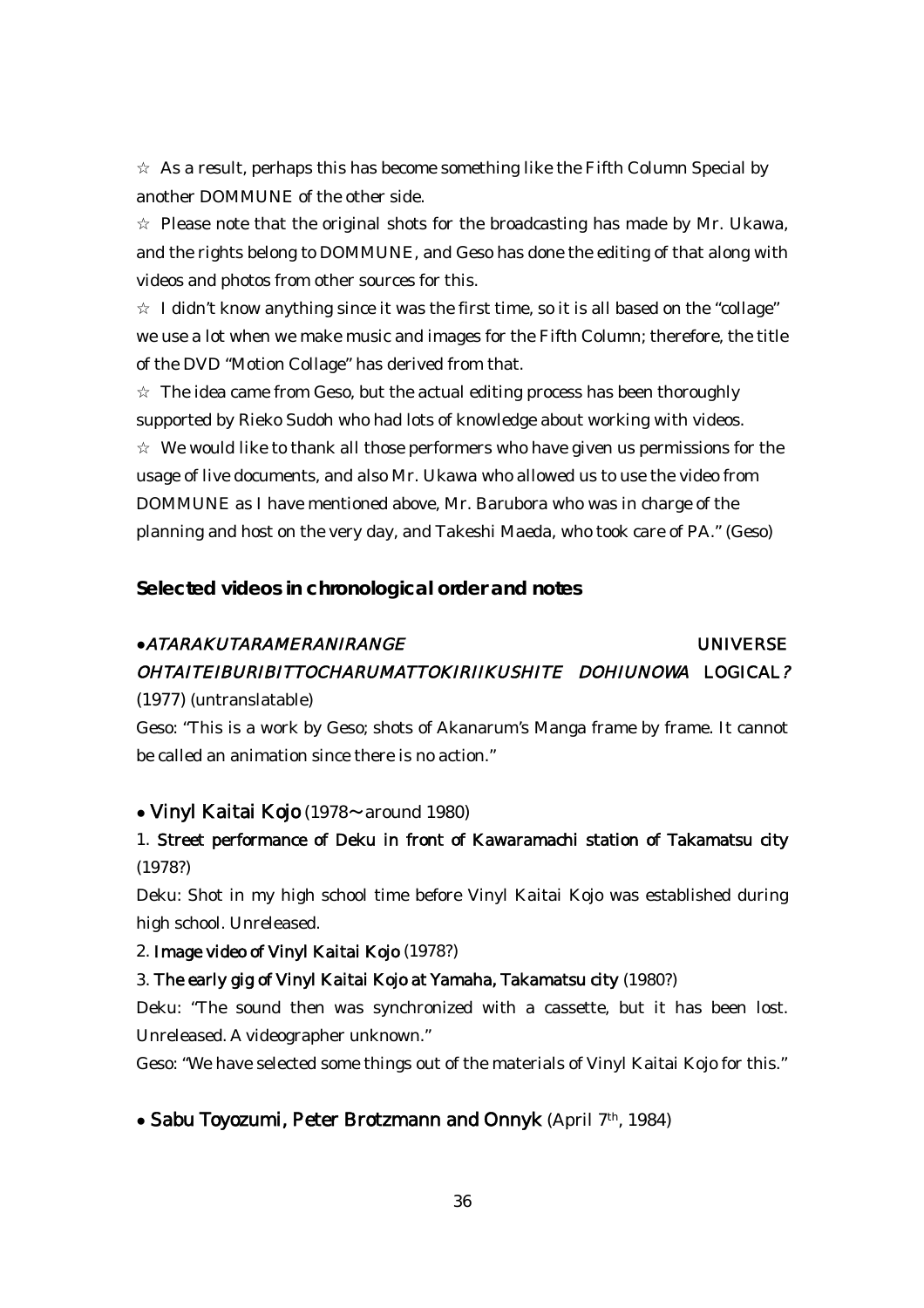☆ As a result, perhaps this has become something like the Fifth Column Special by another DOMMUNE of the other side.

☆ Please note that the original shots for the broadcasting has made by Mr. Ukawa, and the rights belong to DOMMUNE, and Geso has done the editing of that along with videos and photos from other sources for this.

☆ I didn't know anything since it was the first time, so it is all based on the "collage" we use a lot when we make music and images for the Fifth Column; therefore, the title of the DVD "Motion Collage" has derived from that.

☆ The idea came from Geso, but the actual editing process has been thoroughly supported by Rieko Sudoh who had lots of knowledge about working with videos.

☆ We would like to thank all those performers who have given us permissions for the usage of live documents, and also Mr. Ukawa who allowed us to use the video from DOMMUNE as I have mentioned above, Mr. Barubora who was in charge of the planning and host on the very day, and Takeshi Maeda, who took care of PA." (Geso)

## Selected videos in chronological order and notes

● *ATARAKUTARAMERANIRANGE* UNIVERSE *OHTAITEIBURIBITTOCHARUMATTOKIRIIKUSHITE DOHIUNOWA* LOGICAL*?* (1977) (untranslatable)

Geso: "This is a work by Geso; shots of Akanarum's Manga frame by frame. It cannot be called an animation since there is no action."

● Vinyl Kaitai Kojo (1978~ around 1980)

1. Street performance of Deku in front of Kawaramachi station of Takamatsu city (1978?)

Deku: Shot in my high school time before Vinyl Kaitai Kojo was established during high school. Unreleased.

2. Image video of Vinyl Kaitai Kojo (1978?)

3. The early gig of Vinyl Kaitai Kojo at Yamaha, Takamatsu city (1980?)

Deku: "The sound then was synchronized with a cassette, but it has been lost. Unreleased. A videographer unknown."

Geso: "We have selected some things out of the materials of Vinyl Kaitai Kojo for this."

● Sabu Toyozumi, Peter Brotzmann and Onnyk (April 7th, 1984)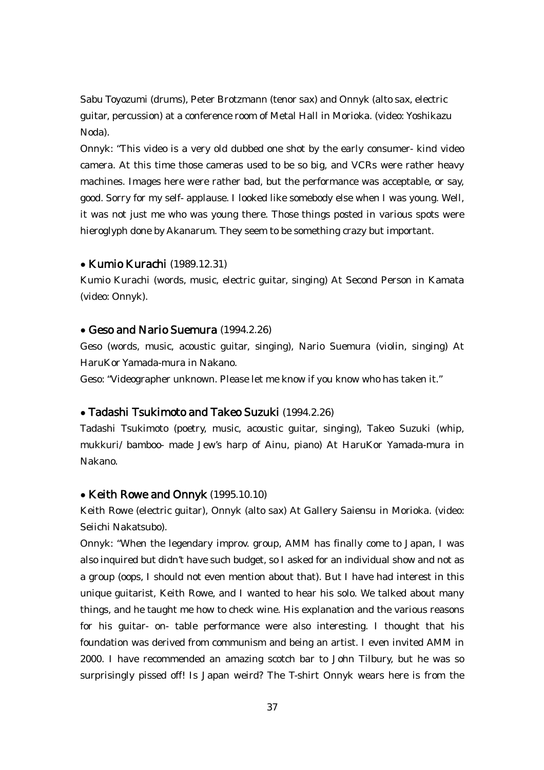Sabu Toyozumi (drums), Peter Brotzmann (tenor sax) and Onnyk (alto sax, electric guitar, percussion) at a conference room of Metal Hall in Morioka. (video: Yoshikazu Noda).

Onnyk: "This video is a very old dubbed one shot by the early consumer- kind video camera. At this time those cameras used to be so big, and VCRs were rather heavy machines. Images here were rather bad, but the performance was acceptable, or say, good. Sorry for my self- applause. I looked like somebody else when I was young. Well, it was not just me who was young there. Those things posted in various spots were hieroglyph done by Akanarum. They seem to be something crazy but important.

- **Kumio Kurachi** (1989.12.31)

Kumio Kurachi (words, music, electric guitar, singing) At Second Person in Kamata (video: Onnyk).

- **Geso and Nario Suemura** (1994.2.26)

Geso (words, music, acoustic guitar, singing), Nario Suemura (violin, singing) At HaruKor Yamada-mura in Nakano.

Geso: "Videographer unknown. Please let me know if you know who has taken it."

- **Tadashi Tsukimoto and Takeo Suzuki** (1994.2.26)

Tadashi Tsukimoto (poetry, music, acoustic guitar, singing), Takeo Suzuki (whip, mukkuri/ bamboo- made Jew's harp of Ainu, piano) At HaruKor Yamada-mura in Nakano.

- **Keith Rowe and Onnyk** (1995.10.10)

Keith Rowe (electric guitar), Onnyk (alto sax) At Gallery Saiensu in Morioka. (video: Seiichi Nakatsubo).

Onnyk: "When the legendary improv. group, AMM has finally come to Japan, I was also inquired but didn't have such budget, so I asked for an individual show and not as a group (oops, I should not even mention about that). But I have had interest in this unique guitarist, Keith Rowe, and I wanted to hear his solo. We talked about many things, and he taught me how to check wine. His explanation and the various reasons for his guitar- on- table performance were also interesting. I thought that his foundation was derived from communism and being an artist. I even invited AMM in 2000. I have recommended an amazing scotch bar to John Tilbury, but he was so surprisingly pissed off! Is Japan weird? The T-shirt Onnyk wears here is from the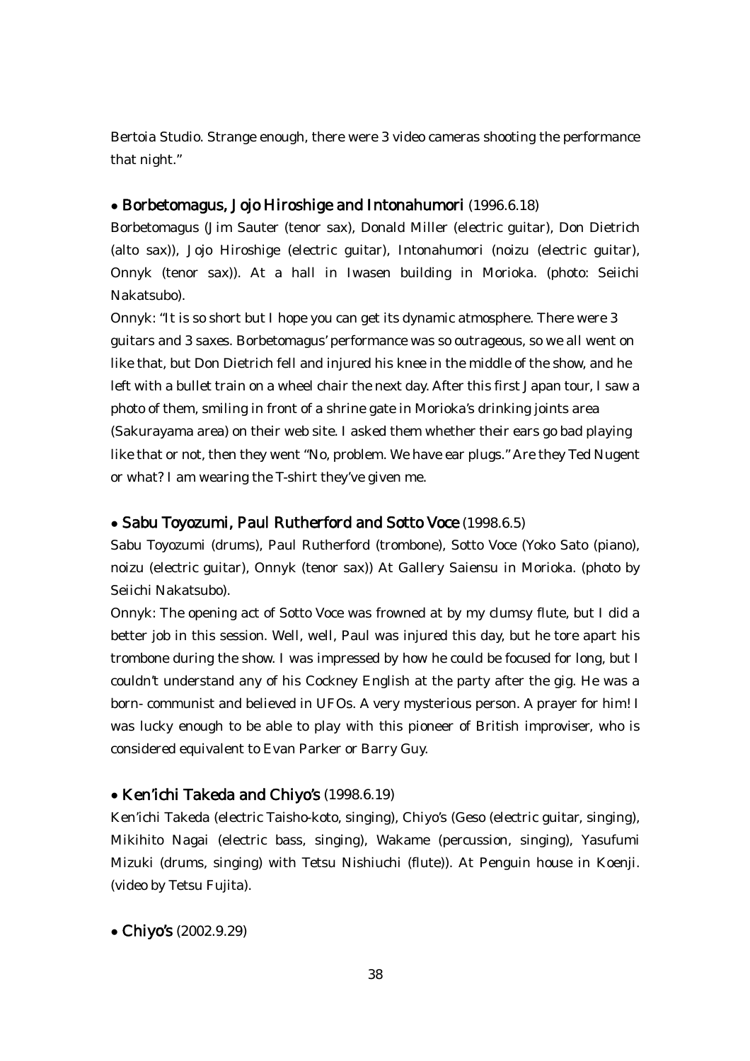Bertoia Studio. Strange enough, there were 3 video cameras shooting the performance that night."

- **Borbetomagus, Jojo Hiroshige and Intonahumori** (1996.6.18)

Borbetomagus (Jim Sauter (tenor sax), Donald Miller (electric guitar), Don Dietrich (alto sax)), Jojo Hiroshige (electric guitar), Intonahumori (noizu (electric guitar), Onnyk (tenor sax)). At a hall in Iwasen building in Morioka. (photo: Seiichi Nakatsubo).

Onnyk: "It is so short but I hope you can get its dynamic atmosphere. There were 3 guitars and 3 saxes. Borbetomagus' performance was so outrageous, so we all went on like that, but Don Dietrich fell and injured his knee in the middle of the show, and he left with a bullet train on a wheel chair the next day. After this first Japan tour, I saw a photo of them, smiling in front of a shrine gate in Morioka's drinking joints area (Sakurayama area) on their web site. I asked them whether their ears go bad playing like that or not, then they went "No, problem. We have ear plugs." Are they Ted Nugent or what? I am wearing the T-shirt they've given me.

- **Sabu Toyozumi, Paul Rutherford and Sotto Voce** (1998.6.5)

Sabu Toyozumi (drums), Paul Rutherford (trombone), Sotto Voce (Yoko Sato (piano), noizu (electric guitar), Onnyk (tenor sax)) At Gallery Saiensu in Morioka. (photo by Seiichi Nakatsubo).

Onnyk: The opening act of Sotto Voce was frowned at by my clumsy flute, but I did a better job in this session. Well, well, Paul was injured this day, but he tore apart his trombone during the show. I was impressed by how he could be focused for long, but I couldn't understand any of his Cockney English at the party after the gig. He was a born- communist and believed in UFOs. A very mysterious person. A prayer for him! I was lucky enough to be able to play with this pioneer of British improviser, who is considered equivalent to Evan Parker or Barry Guy.

- **Ken'ichi Takeda and Chiyo's** (1998.6.19)

Ken'ichi Takeda (electric Taisho-koto, singing), Chiyo's (Geso (electric guitar, singing), Mikihito Nagai (electric bass, singing), Wakame (percussion, singing), Yasufumi Mizuki (drums, singing) with Tetsu Nishiuchi (flute)). At Penguin house in Koenji. (video by Tetsu Fujita).

- **Chiyo's** (2002.9.29)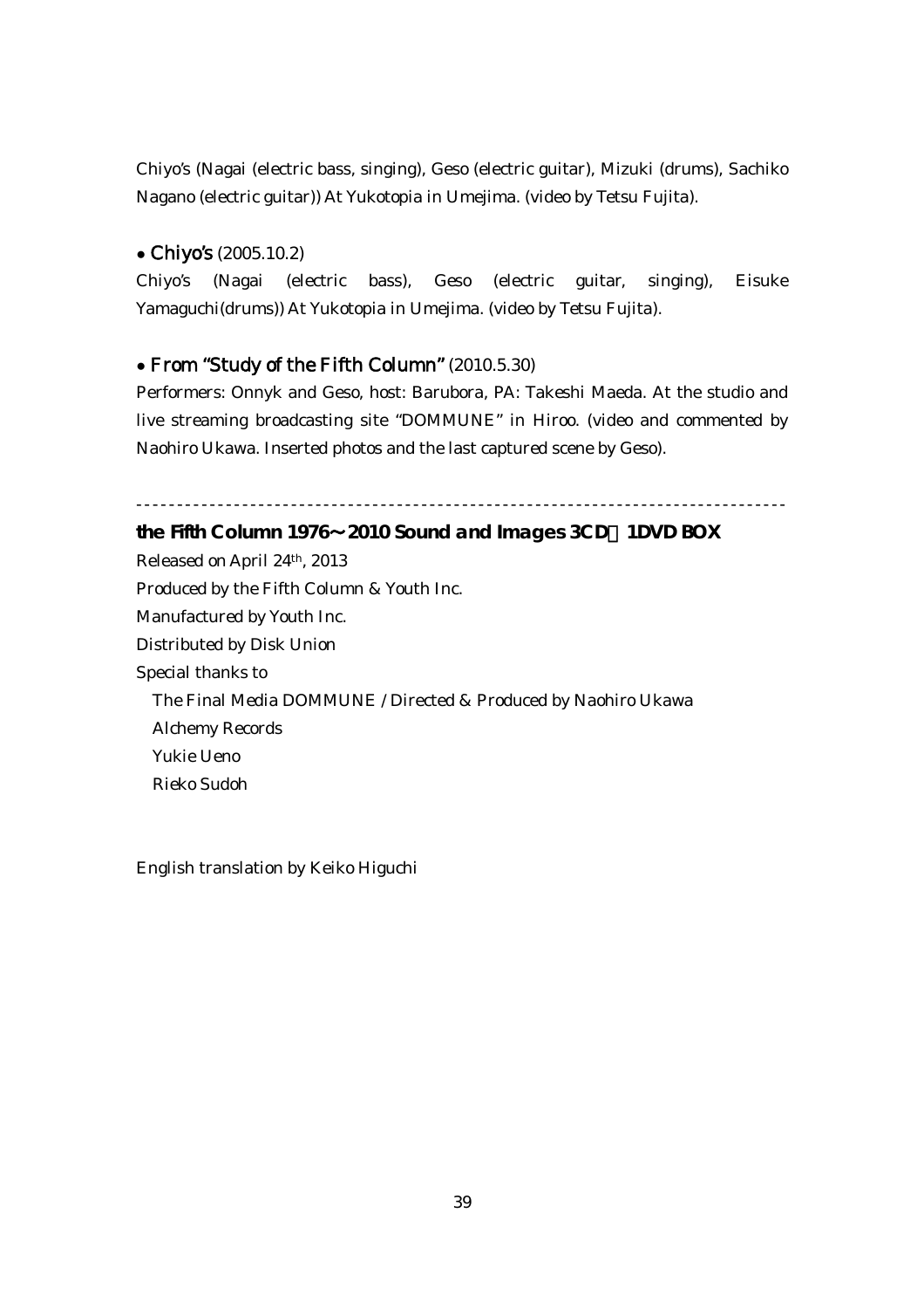Chiyo's (Nagai (electric bass, singing), Geso (electric guitar), Mizuki (drums), Sachiko Nagano (electric guitar)) At Yukotopia in Umejima. (video by Tetsu Fujita).

• **Chiyo's** (2005.10.2)

Chiyo's (Nagai (electric bass), Geso (electric guitar, singing), Eisuke Yamaguchi(drums)) At Yukotopia in Umejima. (video by Tetsu Fujita).

• **From "Study of the Fifth Column"** (2010.5.30)

Performers: Onnyk and Geso, host: Barubora, PA: Takeshi Maeda. At the studio and live streaming broadcasting site "DOMMUNE" in Hiroo. (video and commented by Naohiro Ukawa. Inserted photos and the last captured scene by Geso).

---

**the Fifth Column 1976～2010 Sound and Images 3CD＋1DVD BOX**

Released on April 24th, 2013

Produced by the Fifth Column & Youth Inc.

Manufactured by Youth Inc.

Distributed by Disk Union

Special thanks to

The Final Media DOMMUNE / Directed & Produced by Naohiro Ukawa

Alchemy Records

Yukie Ueno

Rieko Sudoh

English translation by Keiko Higuchi